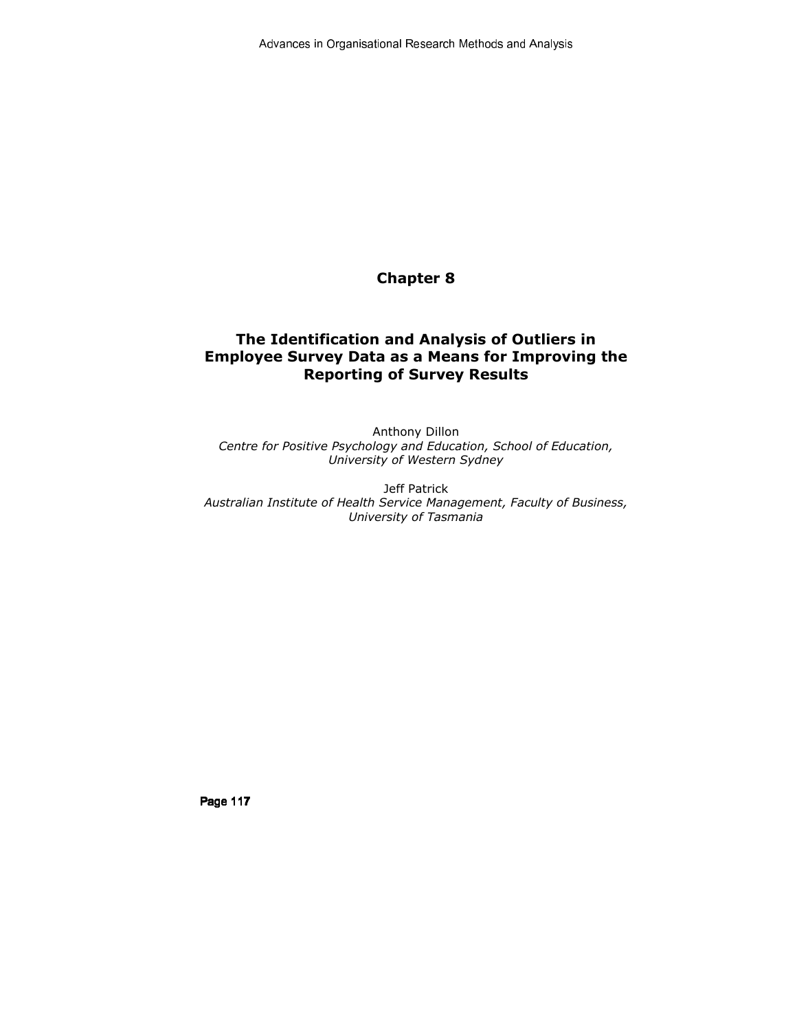# Chapter 8

## The Identification and Analysis of Outliers in Employee Survey Data as a Means for Improving the Reporting of Survey Results

Anthony Dillon
*Centre for Positive Psychology and Education, School of Education, University of Western Sydney*

Jeff Patrick
*Australian Institute of Health Service Management, Faculty of Business, University of Tasmania*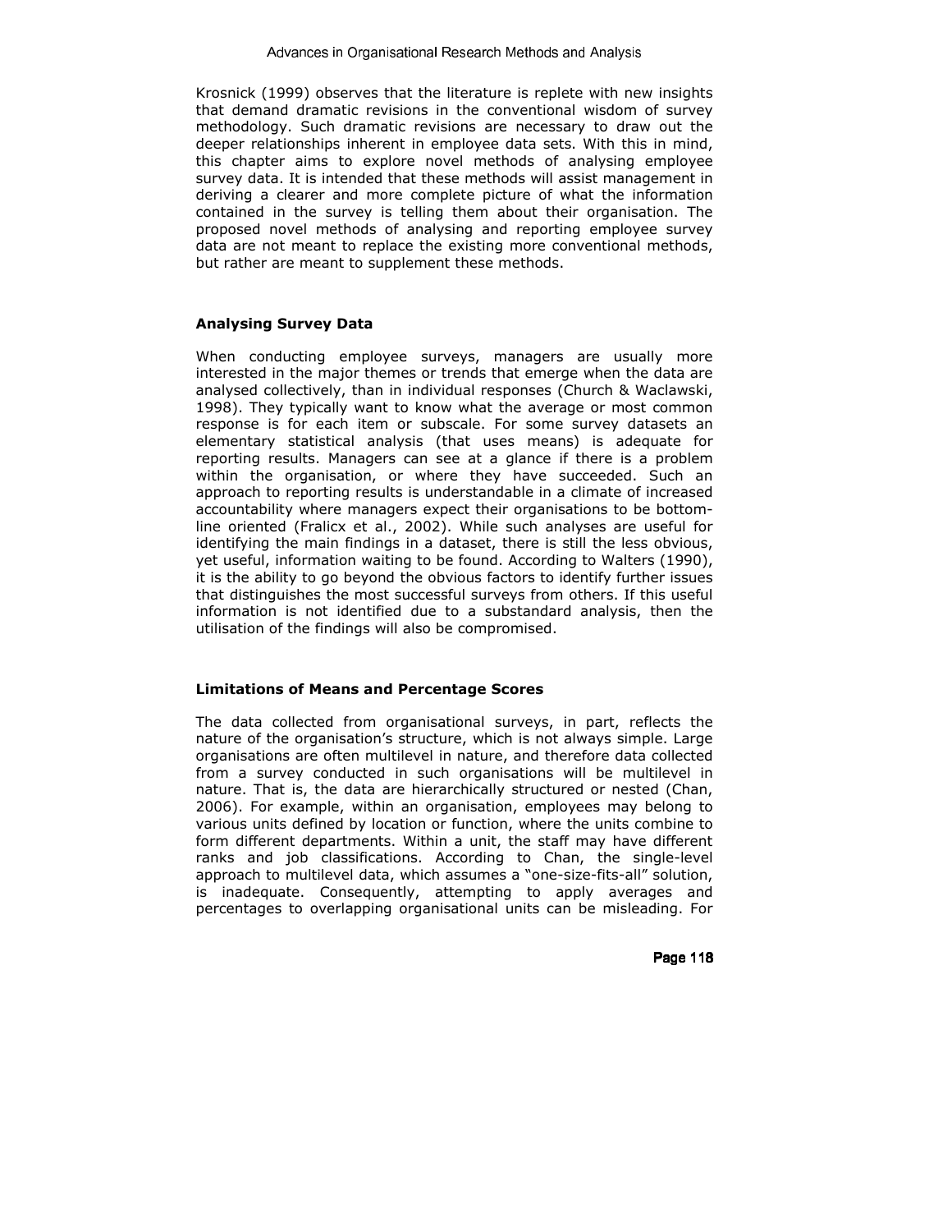Krosnick (1999) observes that the literature is replete with new insights that demand dramatic revisions in the conventional wisdom of survey methodology. Such dramatic revisions are necessary to draw out the deeper relationships inherent in employee data sets. With this in mind, this chapter aims to explore novel methods of analysing employee survey data. It is intended that these methods will assist management in deriving a clearer and more complete picture of what the information contained in the survey is telling them about their organisation. The proposed novel methods of analysing and reporting employee survey data are not meant to replace the existing more conventional methods, but rather are meant to supplement these methods.

## Analysing Survey Data

When conducting employee surveys, managers are usually more interested in the major themes or trends that emerge when the data are analysed collectively, than in individual responses (Church & Waclawski, 1998). They typically want to know what the average or most common response is for each item or subscale. For some survey datasets an elementary statistical analysis (that uses means) is adequate for reporting results. Managers can see at a glance if there is a problem within the organisation, or where they have succeeded. Such an approach to reporting results is understandable in a climate of increased accountability where managers expect their organisations to be bottom-line oriented (Fralicx et al., 2002). While such analyses are useful for identifying the main findings in a dataset, there is still the less obvious, yet useful, information waiting to be found. According to Walters (1990), it is the ability to go beyond the obvious factors to identify further issues that distinguishes the most successful surveys from others. If this useful information is not identified due to a substandard analysis, then the utilisation of the findings will also be compromised.

## Limitations of Means and Percentage Scores

The data collected from organisational surveys, in part, reflects the nature of the organisation's structure, which is not always simple. Large organisations are often multilevel in nature, and therefore data collected from a survey conducted in such organisations will be multilevel in nature. That is, the data are hierarchically structured or nested (Chan, 2006). For example, within an organisation, employees may belong to various units defined by location or function, where the units combine to form different departments. Within a unit, the staff may have different ranks and job classifications. According to Chan, the single-level approach to multilevel data, which assumes a "one-size-fits-all" solution, is inadequate. Consequently, attempting to apply averages and percentages to overlapping organisational units can be misleading. For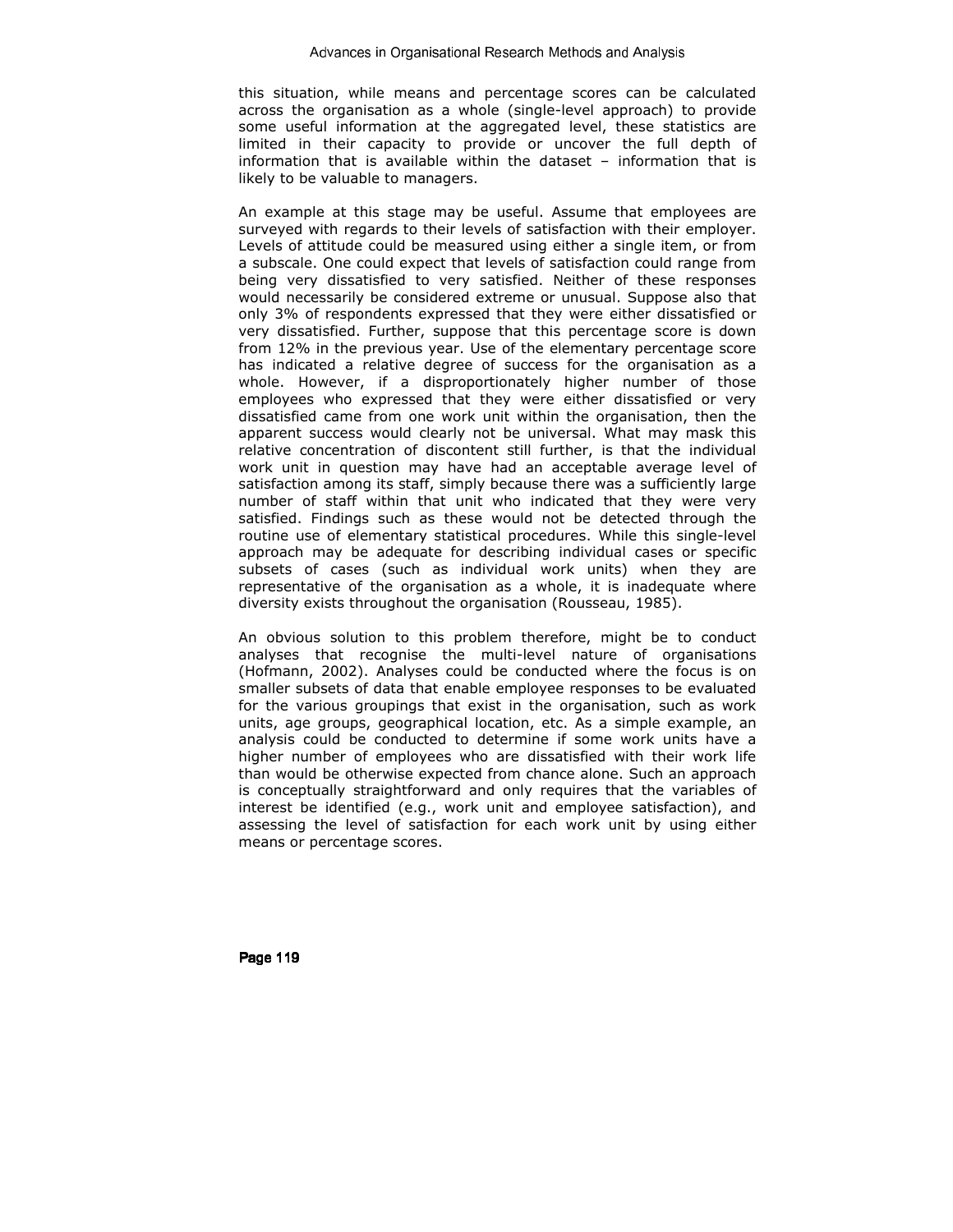this situation, while means and percentage scores can be calculated across the organisation as a whole (single-level approach) to provide some useful information at the aggregated level, these statistics are limited in their capacity to provide or uncover the full depth of information that is available within the dataset – information that is likely to be valuable to managers.

An example at this stage may be useful. Assume that employees are surveyed with regards to their levels of satisfaction with their employer. Levels of attitude could be measured using either a single item, or from a subscale. One could expect that levels of satisfaction could range from being very dissatisfied to very satisfied. Neither of these responses would necessarily be considered extreme or unusual. Suppose also that only 3% of respondents expressed that they were either dissatisfied or very dissatisfied. Further, suppose that this percentage score is down from 12% in the previous year. Use of the elementary percentage score has indicated a relative degree of success for the organisation as a whole. However, if a disproportionately higher number of those employees who expressed that they were either dissatisfied or very dissatisfied came from one work unit within the organisation, then the apparent success would clearly not be universal. What may mask this relative concentration of discontent still further, is that the individual work unit in question may have had an acceptable average level of satisfaction among its staff, simply because there was a sufficiently large number of staff within that unit who indicated that they were very satisfied. Findings such as these would not be detected through the routine use of elementary statistical procedures. While this single-level approach may be adequate for describing individual cases or specific subsets of cases (such as individual work units) when they are representative of the organisation as a whole, it is inadequate where diversity exists throughout the organisation (Rousseau, 1985).

An obvious solution to this problem therefore, might be to conduct analyses that recognise the multi-level nature of organisations (Hofmann, 2002). Analyses could be conducted where the focus is on smaller subsets of data that enable employee responses to be evaluated for the various groupings that exist in the organisation, such as work units, age groups, geographical location, etc. As a simple example, an analysis could be conducted to determine if some work units have a higher number of employees who are dissatisfied with their work life than would be otherwise expected from chance alone. Such an approach is conceptually straightforward and only requires that the variables of interest be identified (e.g., work unit and employee satisfaction), and assessing the level of satisfaction for each work unit by using either means or percentage scores.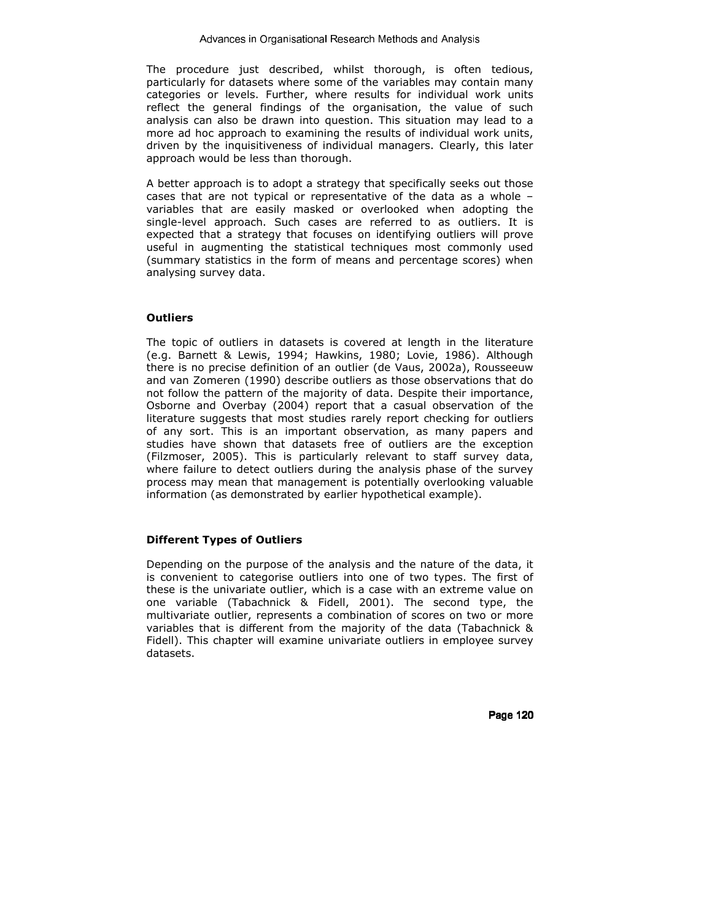The procedure just described, whilst thorough, is often tedious, particularly for datasets where some of the variables may contain many categories or levels. Further, where results for individual work units reflect the general findings of the organisation, the value of such analysis can also be drawn into question. This situation may lead to a more ad hoc approach to examining the results of individual work units, driven by the inquisitiveness of individual managers. Clearly, this later approach would be less than thorough.

A better approach is to adopt a strategy that specifically seeks out those cases that are not typical or representative of the data as a whole – variables that are easily masked or overlooked when adopting the single-level approach. Such cases are referred to as outliers. It is expected that a strategy that focuses on identifying outliers will prove useful in augmenting the statistical techniques most commonly used (summary statistics in the form of means and percentage scores) when analysing survey data.

**Outliers**

The topic of outliers in datasets is covered at length in the literature (e.g. Barnett & Lewis, 1994; Hawkins, 1980; Lovie, 1986). Although there is no precise definition of an outlier (de Vaus, 2002a), Rousseeuw and van Zomeren (1990) describe outliers as those observations that do not follow the pattern of the majority of data. Despite their importance, Osborne and Overbay (2004) report that a casual observation of the literature suggests that most studies rarely report checking for outliers of any sort. This is an important observation, as many papers and studies have shown that datasets free of outliers are the exception (Filzmoser, 2005). This is particularly relevant to staff survey data, where failure to detect outliers during the analysis phase of the survey process may mean that management is potentially overlooking valuable information (as demonstrated by earlier hypothetical example).

**Different Types of Outliers**

Depending on the purpose of the analysis and the nature of the data, it is convenient to categorise outliers into one of two types. The first of these is the univariate outlier, which is a case with an extreme value on one variable (Tabachnick & Fidell, 2001). The second type, the multivariate outlier, represents a combination of scores on two or more variables that is different from the majority of the data (Tabachnick & Fidell). This chapter will examine univariate outliers in employee survey datasets.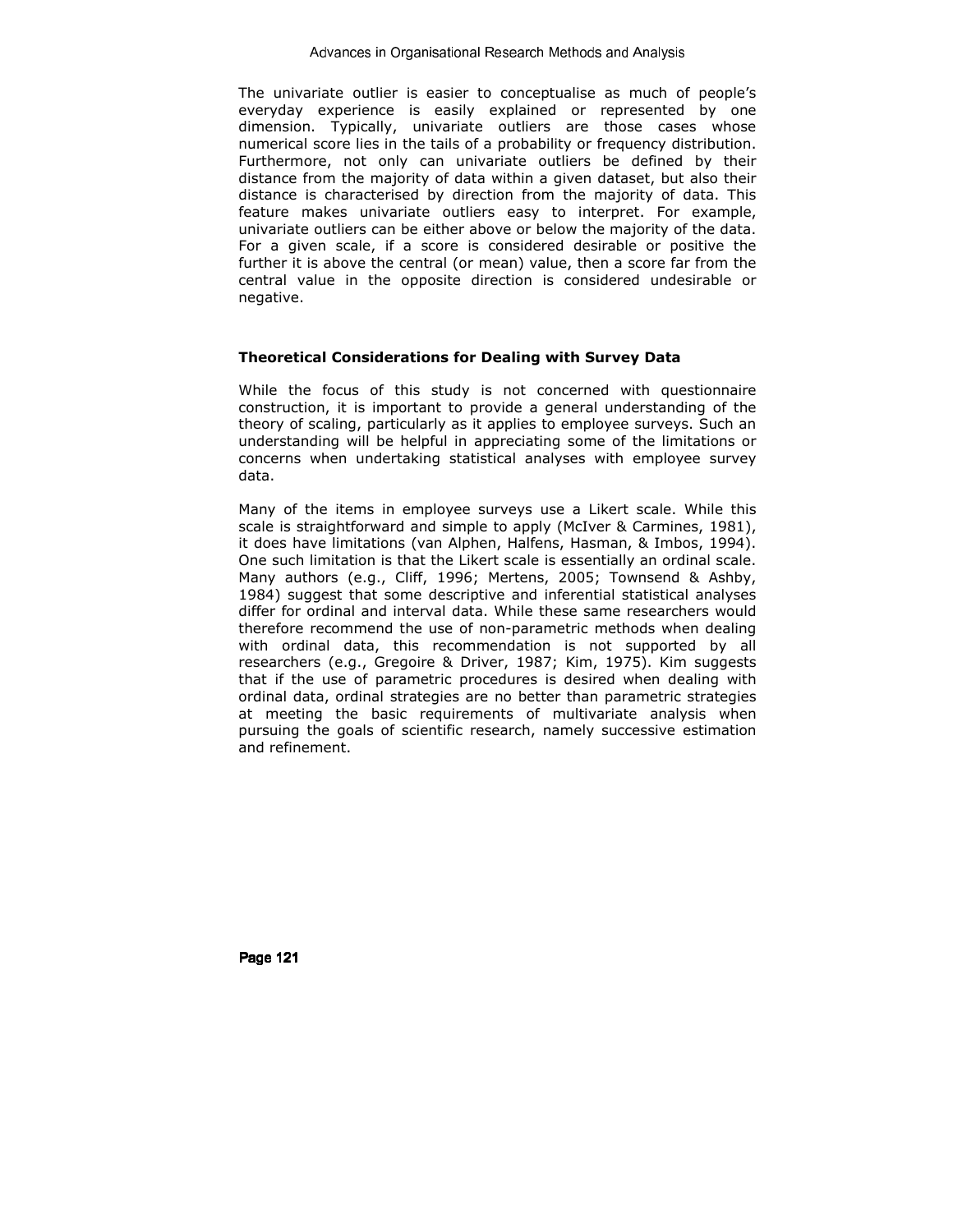The univariate outlier is easier to conceptualise as much of people's everyday experience is easily explained or represented by one dimension. Typically, univariate outliers are those cases whose numerical score lies in the tails of a probability or frequency distribution. Furthermore, not only can univariate outliers be defined by their distance from the majority of data within a given dataset, but also their distance is characterised by direction from the majority of data. This feature makes univariate outliers easy to interpret. For example, univariate outliers can be either above or below the majority of the data. For a given scale, if a score is considered desirable or positive the further it is above the central (or mean) value, then a score far from the central value in the opposite direction is considered undesirable or negative.

### Theoretical Considerations for Dealing with Survey Data

While the focus of this study is not concerned with questionnaire construction, it is important to provide a general understanding of the theory of scaling, particularly as it applies to employee surveys. Such an understanding will be helpful in appreciating some of the limitations or concerns when undertaking statistical analyses with employee survey data.

Many of the items in employee surveys use a Likert scale. While this scale is straightforward and simple to apply (McIver & Carmines, 1981), it does have limitations (van Alphen, Halfens, Hasman, & Imbos, 1994). One such limitation is that the Likert scale is essentially an ordinal scale. Many authors (e.g., Cliff, 1996; Mertens, 2005; Townsend & Ashby, 1984) suggest that some descriptive and inferential statistical analyses differ for ordinal and interval data. While these same researchers would therefore recommend the use of non-parametric methods when dealing with ordinal data, this recommendation is not supported by all researchers (e.g., Gregoire & Driver, 1987; Kim, 1975). Kim suggests that if the use of parametric procedures is desired when dealing with ordinal data, ordinal strategies are no better than parametric strategies at meeting the basic requirements of multivariate analysis when pursuing the goals of scientific research, namely successive estimation and refinement.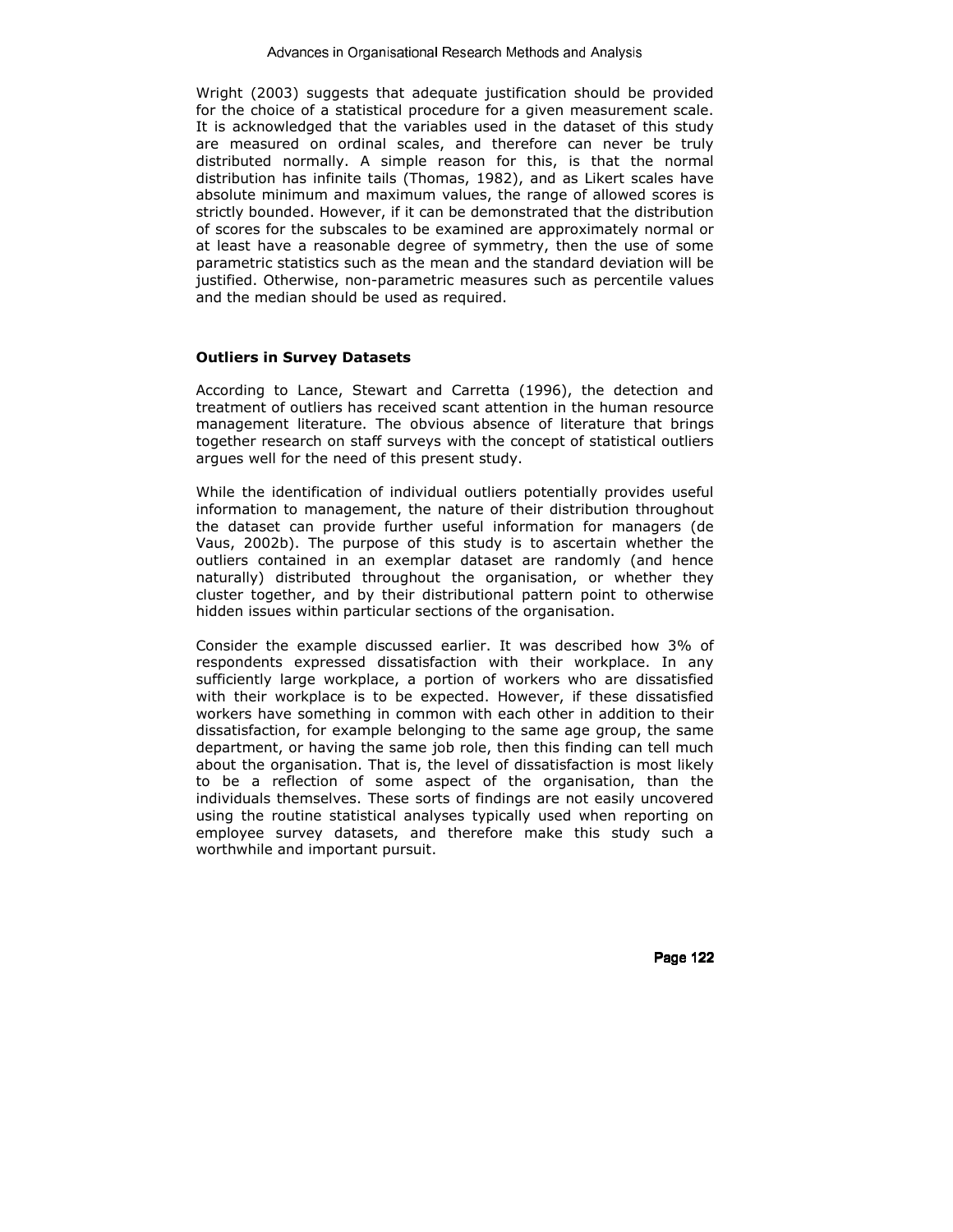Wright (2003) suggests that adequate justification should be provided for the choice of a statistical procedure for a given measurement scale. It is acknowledged that the variables used in the dataset of this study are measured on ordinal scales, and therefore can never be truly distributed normally. A simple reason for this, is that the normal distribution has infinite tails (Thomas, 1982), and as Likert scales have absolute minimum and maximum values, the range of allowed scores is strictly bounded. However, if it can be demonstrated that the distribution of scores for the subscales to be examined are approximately normal or at least have a reasonable degree of symmetry, then the use of some parametric statistics such as the mean and the standard deviation will be justified. Otherwise, non-parametric measures such as percentile values and the median should be used as required.

### Outliers in Survey Datasets

According to Lance, Stewart and Carretta (1996), the detection and treatment of outliers has received scant attention in the human resource management literature. The obvious absence of literature that brings together research on staff surveys with the concept of statistical outliers argues well for the need of this present study.

While the identification of individual outliers potentially provides useful information to management, the nature of their distribution throughout the dataset can provide further useful information for managers (de Vaus, 2002b). The purpose of this study is to ascertain whether the outliers contained in an exemplar dataset are randomly (and hence naturally) distributed throughout the organisation, or whether they cluster together, and by their distributional pattern point to otherwise hidden issues within particular sections of the organisation.

Consider the example discussed earlier. It was described how 3% of respondents expressed dissatisfaction with their workplace. In any sufficiently large workplace, a portion of workers who are dissatisfied with their workplace is to be expected. However, if these dissatisfied workers have something in common with each other in addition to their dissatisfaction, for example belonging to the same age group, the same department, or having the same job role, then this finding can tell much about the organisation. That is, the level of dissatisfaction is most likely to be a reflection of some aspect of the organisation, than the individuals themselves. These sorts of findings are not easily uncovered using the routine statistical analyses typically used when reporting on employee survey datasets, and therefore make this study such a worthwhile and important pursuit.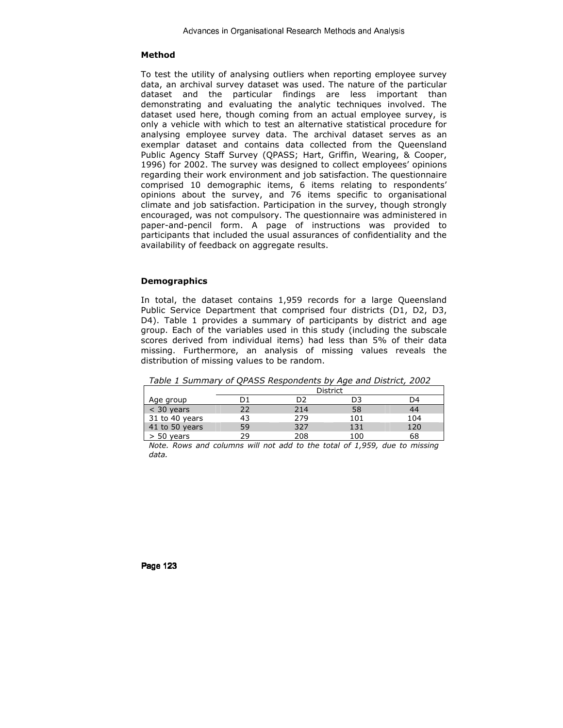## Method

To test the utility of analysing outliers when reporting employee survey data, an archival survey dataset was used. The nature of the particular dataset and the particular findings are less important than demonstrating and evaluating the analytic techniques involved. The dataset used here, though coming from an actual employee survey, is only a vehicle with which to test an alternative statistical procedure for analysing employee survey data. The archival dataset serves as an exemplar dataset and contains data collected from the Queensland Public Agency Staff Survey (QPASS; Hart, Griffin, Wearing, & Cooper, 1996) for 2002. The survey was designed to collect employees' opinions regarding their work environment and job satisfaction. The questionnaire comprised 10 demographic items, 6 items relating to respondents' opinions about the survey, and 76 items specific to organisational climate and job satisfaction. Participation in the survey, though strongly encouraged, was not compulsory. The questionnaire was administered in paper-and-pencil form. A page of instructions was provided to participants that included the usual assurances of confidentiality and the availability of feedback on aggregate results.

## Demographics

In total, the dataset contains 1,959 records for a large Queensland Public Service Department that comprised four districts (D1, D2, D3, D4). Table 1 provides a summary of participants by district and age group. Each of the variables used in this study (including the subscale scores derived from individual items) had less than 5% of their data missing. Furthermore, an analysis of missing values reveals the distribution of missing values to be random.

*Table 1 Summary of QPASS Respondents by Age and District, 2002*

| | District | | | |
|---|---|---|---|---|
| Age group | D1 | D2 | D3 | D4 |
| < 30 years | 22 | 214 | 58 | 44 |
| 31 to 40 years | 43 | 279 | 101 | 104 |
| 41 to 50 years | 59 | 327 | 131 | 120 |
| > 50 years | 29 | 208 | 100 | 68 |

*Note. Rows and columns will not add to the total of 1,959, due to missing data.*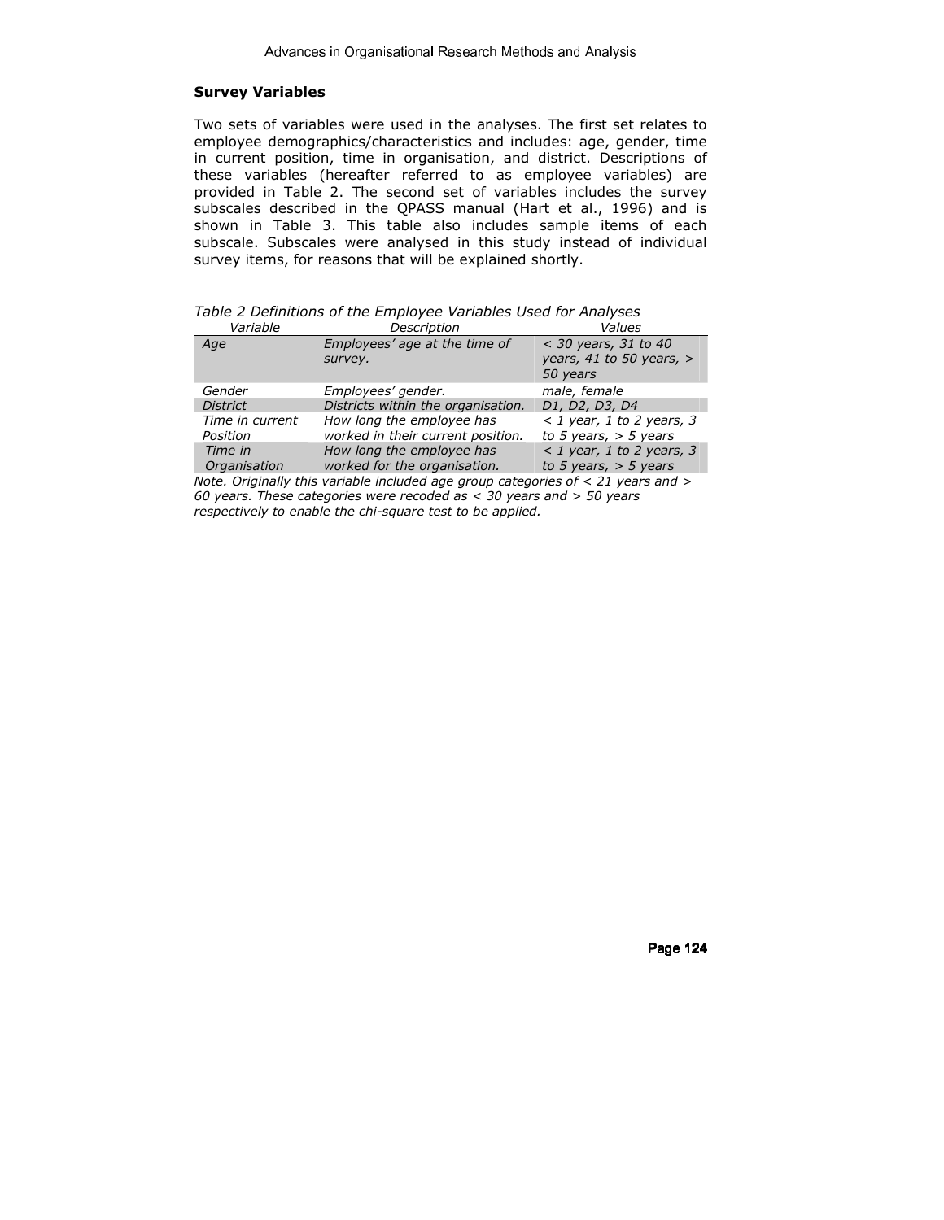### Survey Variables

Two sets of variables were used in the analyses. The first set relates to employee demographics/characteristics and includes: age, gender, time in current position, time in organisation, and district. Descriptions of these variables (hereafter referred to as employee variables) are provided in Table 2. The second set of variables includes the survey subscales described in the QPASS manual (Hart et al., 1996) and is shown in Table 3. This table also includes sample items of each subscale. Subscales were analysed in this study instead of individual survey items, for reasons that will be explained shortly.

*Table 2 Definitions of the Employee Variables Used for Analyses*

| *Variable* | *Description* | *Values* |
|---|---|---|
| *Age* | *Employees' age at the time of survey.* | *< 30 years, 31 to 40 years, 41 to 50 years, > 50 years* |
| *Gender* | *Employees' gender.* | *male, female* |
| *District* | *Districts within the organisation.* | *D1, D2, D3, D4* |
| *Time in current Position* | *How long the employee has worked in their current position.* | *< 1 year, 1 to 2 years, 3 to 5 years, > 5 years* |
| *Time in Organisation* | *How long the employee has worked for the organisation.* | *< 1 year, 1 to 2 years, 3 to 5 years, > 5 years* |

*Note. Originally this variable included age group categories of < 21 years and > 60 years. These categories were recoded as < 30 years and > 50 years respectively to enable the chi-square test to be applied.*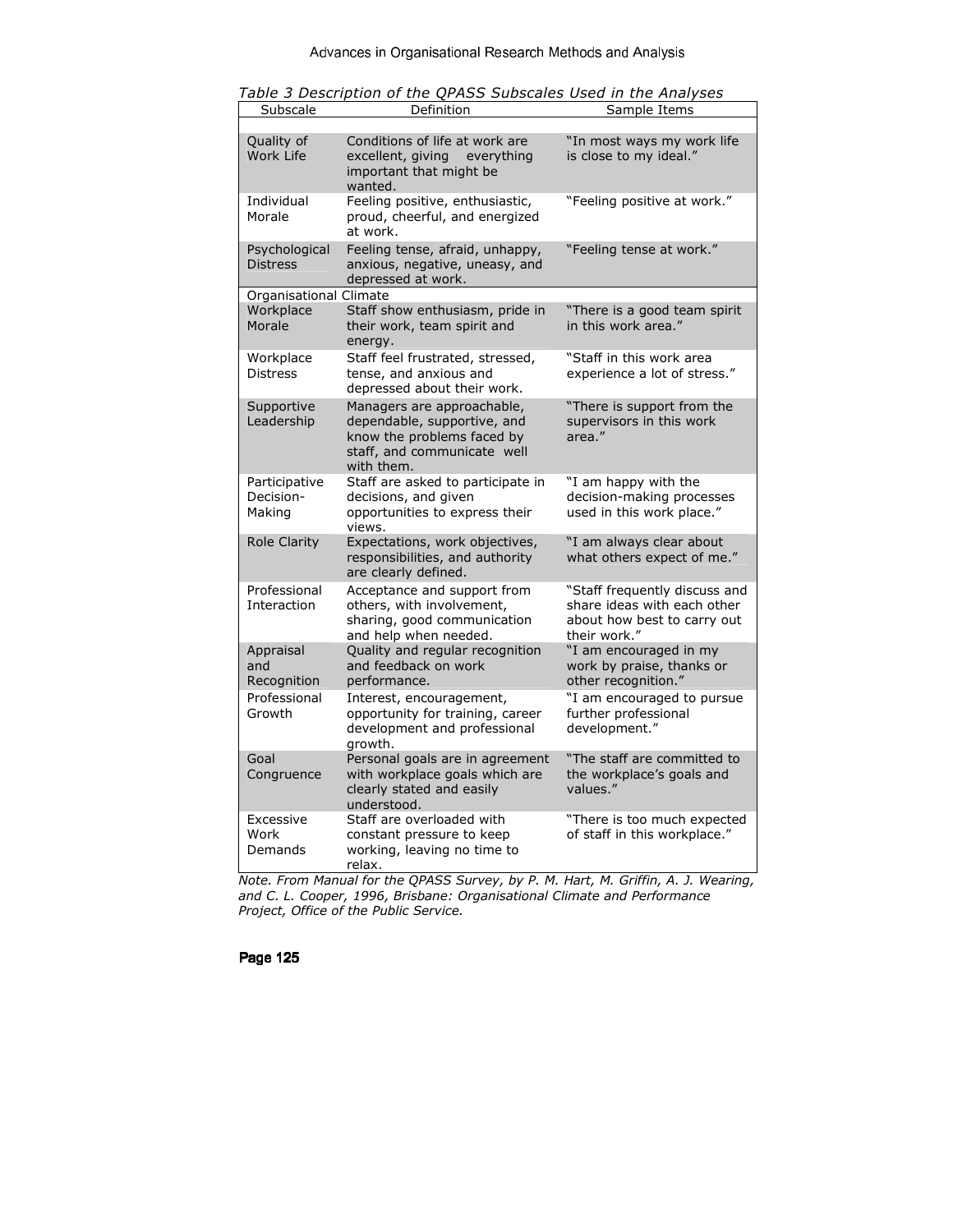*Table 3 Description of the QPASS Subscales Used in the Analyses*

| Subscale | Definition | Sample Items |
|---|---|---|
| Quality of Work Life | Conditions of life at work are excellent, giving everything important that might be wanted. | "In most ways my work life is close to my ideal." |
| Individual Morale | Feeling positive, enthusiastic, proud, cheerful, and energized at work. | "Feeling positive at work." |
| Psychological Distress | Feeling tense, afraid, unhappy, anxious, negative, uneasy, and depressed at work. | "Feeling tense at work." |
| Organisational Climate | | |
| Workplace Morale | Staff show enthusiasm, pride in their work, team spirit and energy. | "There is a good team spirit in this work area." |
| Workplace Distress | Staff feel frustrated, stressed, tense, and anxious and depressed about their work. | "Staff in this work area experience a lot of stress." |
| Supportive Leadership | Managers are approachable, dependable, supportive, and know the problems faced by staff, and communicate well with them. | "There is support from the supervisors in this work area." |
| Participative Decision-Making | Staff are asked to participate in decisions, and given opportunities to express their views. | "I am happy with the decision-making processes used in this work place." |
| Role Clarity | Expectations, work objectives, responsibilities, and authority are clearly defined. | "I am always clear about what others expect of me." |
| Professional Interaction | Acceptance and support from others, with involvement, sharing, good communication and help when needed. | "Staff frequently discuss and share ideas with each other about how best to carry out their work." |
| Appraisal and Recognition | Quality and regular recognition and feedback on work performance. | "I am encouraged in my work by praise, thanks or other recognition." |
| Professional Growth | Interest, encouragement, opportunity for training, career development and professional growth. | "I am encouraged to pursue further professional development." |
| Goal Congruence | Personal goals are in agreement with workplace goals which are clearly stated and easily understood. | "The staff are committed to the workplace's goals and values." |
| Excessive Work Demands | Staff are overloaded with constant pressure to keep working, leaving no time to relax. | "There is too much expected of staff in this workplace." |

*Note. From Manual for the QPASS Survey, by P. M. Hart, M. Griffin, A. J. Wearing, and C. L. Cooper, 1996, Brisbane: Organisational Climate and Performance Project, Office of the Public Service.*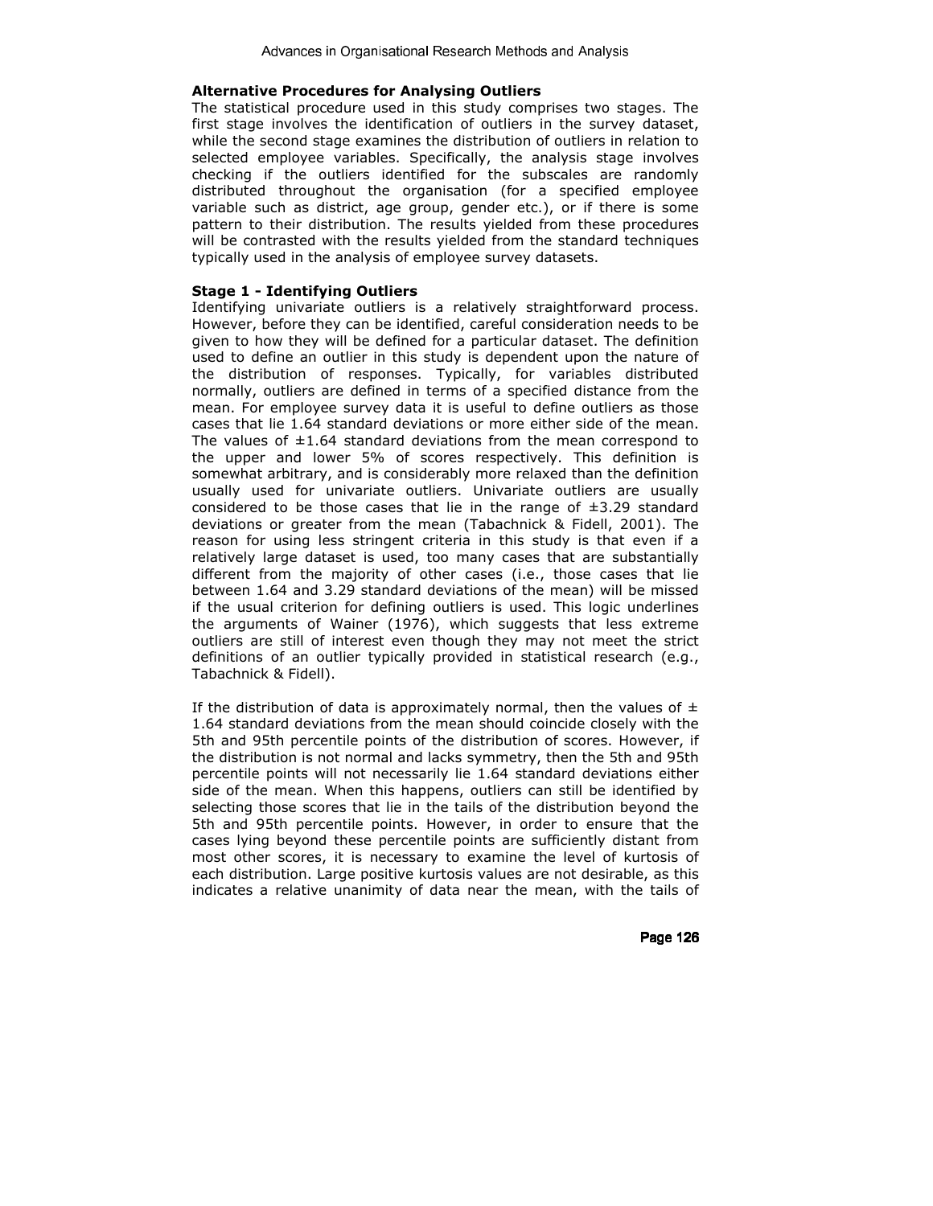**Alternative Procedures for Analysing Outliers**

The statistical procedure used in this study comprises two stages. The first stage involves the identification of outliers in the survey dataset, while the second stage examines the distribution of outliers in relation to selected employee variables. Specifically, the analysis stage involves checking if the outliers identified for the subscales are randomly distributed throughout the organisation (for a specified employee variable such as district, age group, gender etc.), or if there is some pattern to their distribution. The results yielded from these procedures will be contrasted with the results yielded from the standard techniques typically used in the analysis of employee survey datasets.

**Stage 1 - Identifying Outliers**

Identifying univariate outliers is a relatively straightforward process. However, before they can be identified, careful consideration needs to be given to how they will be defined for a particular dataset. The definition used to define an outlier in this study is dependent upon the nature of the distribution of responses. Typically, for variables distributed normally, outliers are defined in terms of a specified distance from the mean. For employee survey data it is useful to define outliers as those cases that lie 1.64 standard deviations or more either side of the mean. The values of $\pm 1.64$ standard deviations from the mean correspond to the upper and lower 5% of scores respectively. This definition is somewhat arbitrary, and is considerably more relaxed than the definition usually used for univariate outliers. Univariate outliers are usually considered to be those cases that lie in the range of $\pm 3.29$ standard deviations or greater from the mean (Tabachnick & Fidell, 2001). The reason for using less stringent criteria in this study is that even if a relatively large dataset is used, too many cases that are substantially different from the majority of other cases (i.e., those cases that lie between 1.64 and 3.29 standard deviations of the mean) will be missed if the usual criterion for defining outliers is used. This logic underlines the arguments of Wainer (1976), which suggests that less extreme outliers are still of interest even though they may not meet the strict definitions of an outlier typically provided in statistical research (e.g., Tabachnick & Fidell).

If the distribution of data is approximately normal, then the values of $\pm$ 1.64 standard deviations from the mean should coincide closely with the 5th and 95th percentile points of the distribution of scores. However, if the distribution is not normal and lacks symmetry, then the 5th and 95th percentile points will not necessarily lie 1.64 standard deviations either side of the mean. When this happens, outliers can still be identified by selecting those scores that lie in the tails of the distribution beyond the 5th and 95th percentile points. However, in order to ensure that the cases lying beyond these percentile points are sufficiently distant from most other scores, it is necessary to examine the level of kurtosis of each distribution. Large positive kurtosis values are not desirable, as this indicates a relative unanimity of data near the mean, with the tails of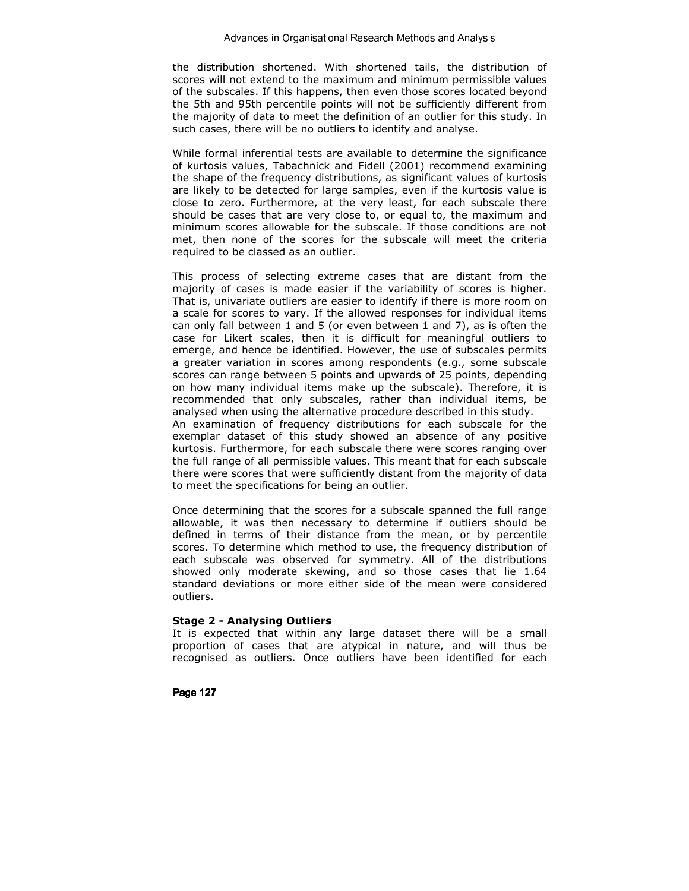the distribution shortened. With shortened tails, the distribution of scores will not extend to the maximum and minimum permissible values of the subscales. If this happens, then even those scores located beyond the 5th and 95th percentile points will not be sufficiently different from the majority of data to meet the definition of an outlier for this study. In such cases, there will be no outliers to identify and analyse.

While formal inferential tests are available to determine the significance of kurtosis values, Tabachnick and Fidell (2001) recommend examining the shape of the frequency distributions, as significant values of kurtosis are likely to be detected for large samples, even if the kurtosis value is close to zero. Furthermore, at the very least, for each subscale there should be cases that are very close to, or equal to, the maximum and minimum scores allowable for the subscale. If those conditions are not met, then none of the scores for the subscale will meet the criteria required to be classed as an outlier.

This process of selecting extreme cases that are distant from the majority of cases is made easier if the variability of scores is higher. That is, univariate outliers are easier to identify if there is more room on a scale for scores to vary. If the allowed responses for individual items can only fall between 1 and 5 (or even between 1 and 7), as is often the case for Likert scales, then it is difficult for meaningful outliers to emerge, and hence be identified. However, the use of subscales permits a greater variation in scores among respondents (e.g., some subscale scores can range between 5 points and upwards of 25 points, depending on how many individual items make up the subscale). Therefore, it is recommended that only subscales, rather than individual items, be analysed when using the alternative procedure described in this study.
An examination of frequency distributions for each subscale for the exemplar dataset of this study showed an absence of any positive kurtosis. Furthermore, for each subscale there were scores ranging over the full range of all permissible values. This meant that for each subscale there were scores that were sufficiently distant from the majority of data to meet the specifications for being an outlier.

Once determining that the scores for a subscale spanned the full range allowable, it was then necessary to determine if outliers should be defined in terms of their distance from the mean, or by percentile scores. To determine which method to use, the frequency distribution of each subscale was observed for symmetry. All of the distributions showed only moderate skewing, and so those cases that lie 1.64 standard deviations or more either side of the mean were considered outliers.

**Stage 2 - Analysing Outliers**

It is expected that within any large dataset there will be a small proportion of cases that are atypical in nature, and will thus be recognised as outliers. Once outliers have been identified for each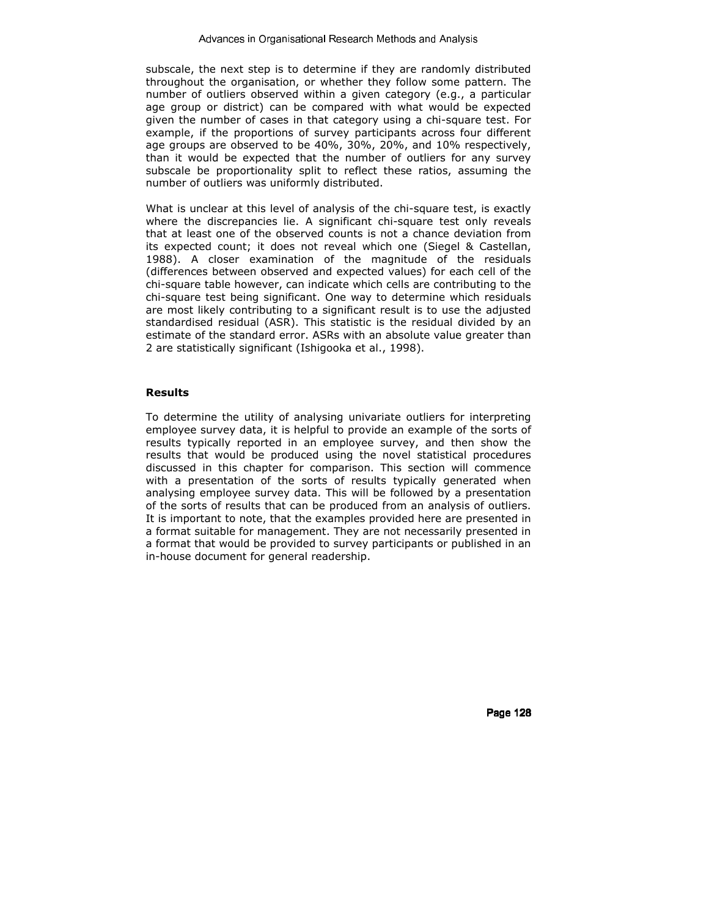subscale, the next step is to determine if they are randomly distributed throughout the organisation, or whether they follow some pattern. The number of outliers observed within a given category (e.g., a particular age group or district) can be compared with what would be expected given the number of cases in that category using a chi-square test. For example, if the proportions of survey participants across four different age groups are observed to be 40%, 30%, 20%, and 10% respectively, than it would be expected that the number of outliers for any survey subscale be proportionality split to reflect these ratios, assuming the number of outliers was uniformly distributed.

What is unclear at this level of analysis of the chi-square test, is exactly where the discrepancies lie. A significant chi-square test only reveals that at least one of the observed counts is not a chance deviation from its expected count; it does not reveal which one (Siegel & Castellan, 1988). A closer examination of the magnitude of the residuals (differences between observed and expected values) for each cell of the chi-square table however, can indicate which cells are contributing to the chi-square test being significant. One way to determine which residuals are most likely contributing to a significant result is to use the adjusted standardised residual (ASR). This statistic is the residual divided by an estimate of the standard error. ASRs with an absolute value greater than 2 are statistically significant (Ishigooka et al., 1998).

## Results

To determine the utility of analysing univariate outliers for interpreting employee survey data, it is helpful to provide an example of the sorts of results typically reported in an employee survey, and then show the results that would be produced using the novel statistical procedures discussed in this chapter for comparison. This section will commence with a presentation of the sorts of results typically generated when analysing employee survey data. This will be followed by a presentation of the sorts of results that can be produced from an analysis of outliers. It is important to note, that the examples provided here are presented in a format suitable for management. They are not necessarily presented in a format that would be provided to survey participants or published in an in-house document for general readership.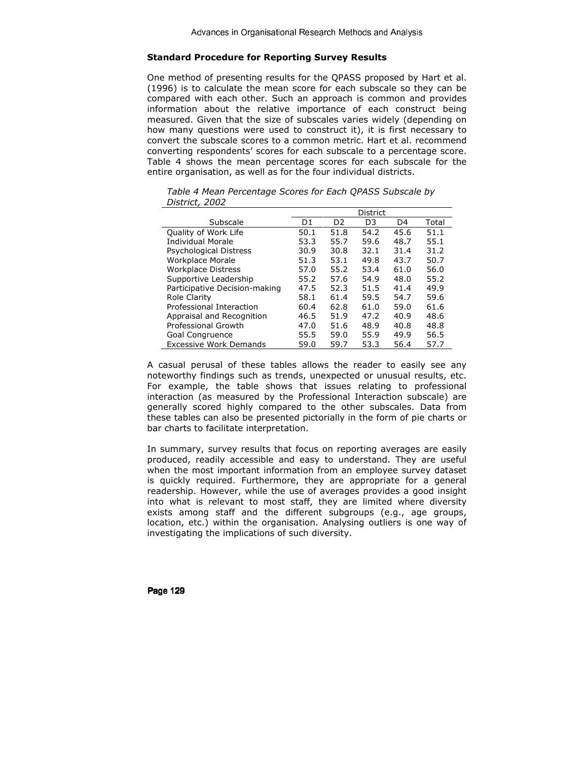### Standard Procedure for Reporting Survey Results

One method of presenting results for the QPASS proposed by Hart et al. (1996) is to calculate the mean score for each subscale so they can be compared with each other. Such an approach is common and provides information about the relative importance of each construct being measured. Given that the size of subscales varies widely (depending on how many questions were used to construct it), it is first necessary to convert the subscale scores to a common metric. Hart et al. recommend converting respondents' scores for each subscale to a percentage score. Table 4 shows the mean percentage scores for each subscale for the entire organisation, as well as for the four individual districts.

*Table 4 Mean Percentage Scores for Each QPASS Subscale by District, 2002*

| | District | | | | |
|---|---|---|---|---|---|
| Subscale | D1 | D2 | D3 | D4 | Total |
| Quality of Work Life | 50.1 | 51.8 | 54.2 | 45.6 | 51.1 |
| Individual Morale | 53.3 | 55.7 | 59.6 | 48.7 | 55.1 |
| Psychological Distress | 30.9 | 30.8 | 32.1 | 31.4 | 31.2 |
| Workplace Morale | 51.3 | 53.1 | 49.8 | 43.7 | 50.7 |
| Workplace Distress | 57.0 | 55.2 | 53.4 | 61.0 | 56.0 |
| Supportive Leadership | 55.2 | 57.6 | 54.9 | 48.0 | 55.2 |
| Participative Decision-making | 47.5 | 52.3 | 51.5 | 41.4 | 49.9 |
| Role Clarity | 58.1 | 61.4 | 59.5 | 54.7 | 59.6 |
| Professional Interaction | 60.4 | 62.8 | 61.0 | 59.0 | 61.6 |
| Appraisal and Recognition | 46.5 | 51.9 | 47.2 | 40.9 | 48.6 |
| Professional Growth | 47.0 | 51.6 | 48.9 | 40.8 | 48.8 |
| Goal Congruence | 55.5 | 59.0 | 55.9 | 49.9 | 56.5 |
| Excessive Work Demands | 59.0 | 59.7 | 53.3 | 56.4 | 57.7 |

A casual perusal of these tables allows the reader to easily see any noteworthy findings such as trends, unexpected or unusual results, etc. For example, the table shows that issues relating to professional interaction (as measured by the Professional Interaction subscale) are generally scored highly compared to the other subscales. Data from these tables can also be presented pictorially in the form of pie charts or bar charts to facilitate interpretation.

In summary, survey results that focus on reporting averages are easily produced, readily accessible and easy to understand. They are useful when the most important information from an employee survey dataset is quickly required. Furthermore, they are appropriate for a general readership. However, while the use of averages provides a good insight into what is relevant to most staff, they are limited where diversity exists among staff and the different subgroups (e.g., age groups, location, etc.) within the organisation. Analysing outliers is one way of investigating the implications of such diversity.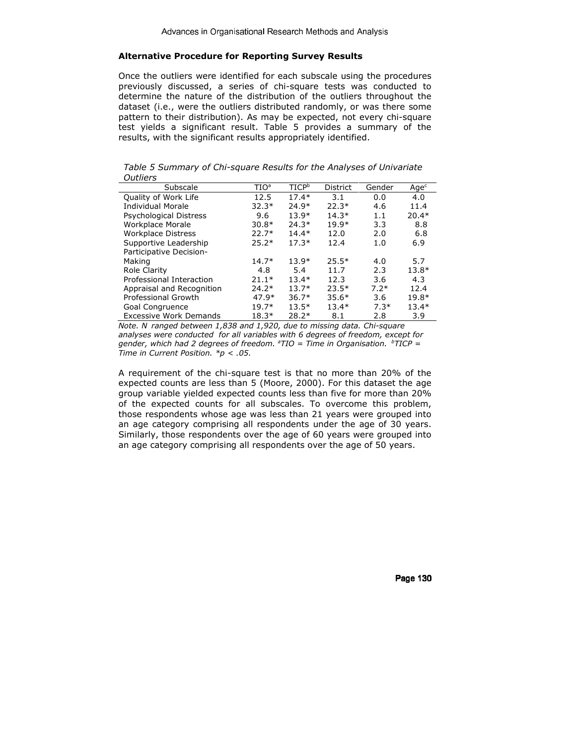### Alternative Procedure for Reporting Survey Results

Once the outliers were identified for each subscale using the procedures previously discussed, a series of chi-square tests was conducted to determine the nature of the distribution of the outliers throughout the dataset (i.e., were the outliers distributed randomly, or was there some pattern to their distribution). As may be expected, not every chi-square test yields a significant result. Table 5 provides a summary of the results, with the significant results appropriately identified.

*Table 5 Summary of Chi-square Results for the Analyses of Univariate Outliers*

| Subscale | TIO[a] | TICP[b] | District | Gender | Age[c] |
|---|---|---|---|---|---|
| Quality of Work Life | 12.5 | 17.4* | 3.1 | 0.0 | 4.0 |
| Individual Morale | 32.3* | 24.9* | 22.3* | 4.6 | 11.4 |
| Psychological Distress | 9.6 | 13.9* | 14.3* | 1.1 | 20.4* |
| Workplace Morale | 30.8* | 24.3* | 19.9* | 3.3 | 8.8 |
| Workplace Distress | 22.7* | 14.4* | 12.0 | 2.0 | 6.8 |
| Supportive Leadership | 25.2* | 17.3* | 12.4 | 1.0 | 6.9 |
| Participative Decision-Making | 14.7* | 13.9* | 25.5* | 4.0 | 5.7 |
| Role Clarity | 4.8 | 5.4 | 11.7 | 2.3 | 13.8* |
| Professional Interaction | 21.1* | 13.4* | 12.3 | 3.6 | 4.3 |
| Appraisal and Recognition | 24.2* | 13.7* | 23.5* | 7.2* | 12.4 |
| Professional Growth | 47.9* | 36.7* | 35.6* | 3.6 | 19.8* |
| Goal Congruence | 19.7* | 13.5* | 13.4* | 7.3* | 13.4* |
| Excessive Work Demands | 18.3* | 28.2* | 8.1 | 2.8 | 3.9 |

*Note. N ranged between 1,838 and 1,920, due to missing data. Chi-square analyses were conducted for all variables with 6 degrees of freedom, except for gender, which had 2 degrees of freedom. [a]TIO = Time in Organisation. [b]TICP = Time in Current Position. *$p < .05$.*

A requirement of the chi-square test is that no more than 20% of the expected counts are less than 5 (Moore, 2000). For this dataset the age group variable yielded expected counts less than five for more than 20% of the expected counts for all subscales. To overcome this problem, those respondents whose age was less than 21 years were grouped into an age category comprising all respondents under the age of 30 years. Similarly, those respondents over the age of 60 years were grouped into an age category comprising all respondents over the age of 50 years.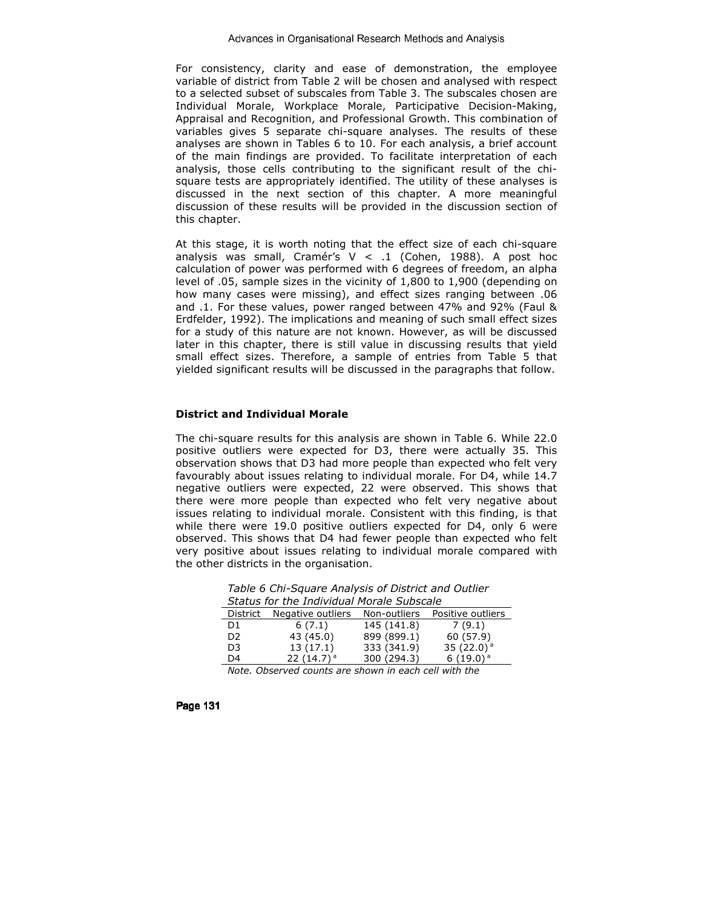For consistency, clarity and ease of demonstration, the employee variable of district from Table 2 will be chosen and analysed with respect to a selected subset of subscales from Table 3. The subscales chosen are Individual Morale, Workplace Morale, Participative Decision-Making, Appraisal and Recognition, and Professional Growth. This combination of variables gives 5 separate chi-square analyses. The results of these analyses are shown in Tables 6 to 10. For each analysis, a brief account of the main findings are provided. To facilitate interpretation of each analysis, those cells contributing to the significant result of the chi-square tests are appropriately identified. The utility of these analyses is discussed in the next section of this chapter. A more meaningful discussion of these results will be provided in the discussion section of this chapter.

At this stage, it is worth noting that the effect size of each chi-square analysis was small, Cramér's $V < .1$ (Cohen, 1988). A post hoc calculation of power was performed with 6 degrees of freedom, an alpha level of .05, sample sizes in the vicinity of 1,800 to 1,900 (depending on how many cases were missing), and effect sizes ranging between .06 and .1. For these values, power ranged between 47% and 92% (Faul & Erdfelder, 1992). The implications and meaning of such small effect sizes for a study of this nature are not known. However, as will be discussed later in this chapter, there is still value in discussing results that yield small effect sizes. Therefore, a sample of entries from Table 5 that yielded significant results will be discussed in the paragraphs that follow.

### District and Individual Morale

The chi-square results for this analysis are shown in Table 6. While 22.0 positive outliers were expected for D3, there were actually 35. This observation shows that D3 had more people than expected who felt very favourably about issues relating to individual morale. For D4, while 14.7 negative outliers were expected, 22 were observed. This shows that there were more people than expected who felt very negative about issues relating to individual morale. Consistent with this finding, is that while there were 19.0 positive outliers expected for D4, only 6 were observed. This shows that D4 had fewer people than expected who felt very positive about issues relating to individual morale compared with the other districts in the organisation.

*Table 6 Chi-Square Analysis of District and Outlier Status for the Individual Morale Subscale*

| District | Negative outliers | Non-outliers | Positive outliers |
|---|---|---|---|
| D1 | 6 (7.1) | 145 (141.8) | 7 (9.1) |
| D2 | 43 (45.0) | 899 (899.1) | 60 (57.9) |
| D3 | 13 (17.1) | 333 (341.9) | 35 (22.0) [a] |
| D4 | 22 (14.7) [a] | 300 (294.3) | 6 (19.0) [a] |

*Note. Observed counts are shown in each cell with the*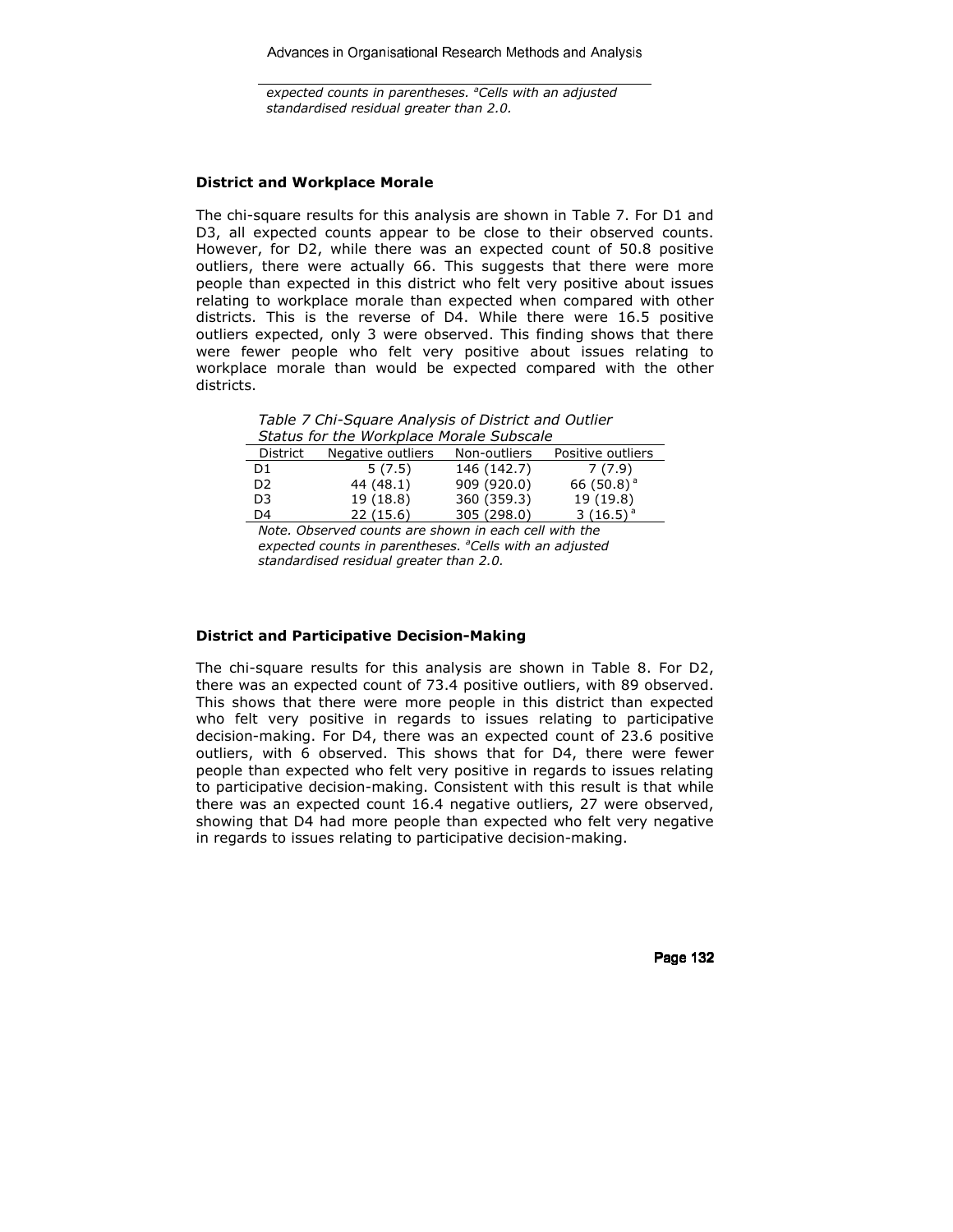*expected counts in parentheses. [a]Cells with an adjusted standardised residual greater than 2.0.*

### District and Workplace Morale

The chi-square results for this analysis are shown in Table 7. For D1 and D3, all expected counts appear to be close to their observed counts. However, for D2, while there was an expected count of 50.8 positive outliers, there were actually 66. This suggests that there were more people than expected in this district who felt very positive about issues relating to workplace morale than expected when compared with other districts. This is the reverse of D4. While there were 16.5 positive outliers expected, only 3 were observed. This finding shows that there were fewer people who felt very positive about issues relating to workplace morale than would be expected compared with the other districts.

*Table 7 Chi-Square Analysis of District and Outlier Status for the Workplace Morale Subscale*

| District | Negative outliers | Non-outliers | Positive outliers |
|---|---|---|---|
| D1 | 5 (7.5) | 146 (142.7) | 7 (7.9) |
| D2 | 44 (48.1) | 909 (920.0) | 66 (50.8)[a] |
| D3 | 19 (18.8) | 360 (359.3) | 19 (19.8) |
| D4 | 22 (15.6) | 305 (298.0) | 3 (16.5)[a] |

*Note. Observed counts are shown in each cell with the expected counts in parentheses. [a]Cells with an adjusted standardised residual greater than 2.0.*

### District and Participative Decision-Making

The chi-square results for this analysis are shown in Table 8. For D2, there was an expected count of 73.4 positive outliers, with 89 observed. This shows that there were more people in this district than expected who felt very positive in regards to issues relating to participative decision-making. For D4, there was an expected count of 23.6 positive outliers, with 6 observed. This shows that for D4, there were fewer people than expected who felt very positive in regards to issues relating to participative decision-making. Consistent with this result is that while there was an expected count 16.4 negative outliers, 27 were observed, showing that D4 had more people than expected who felt very negative in regards to issues relating to participative decision-making.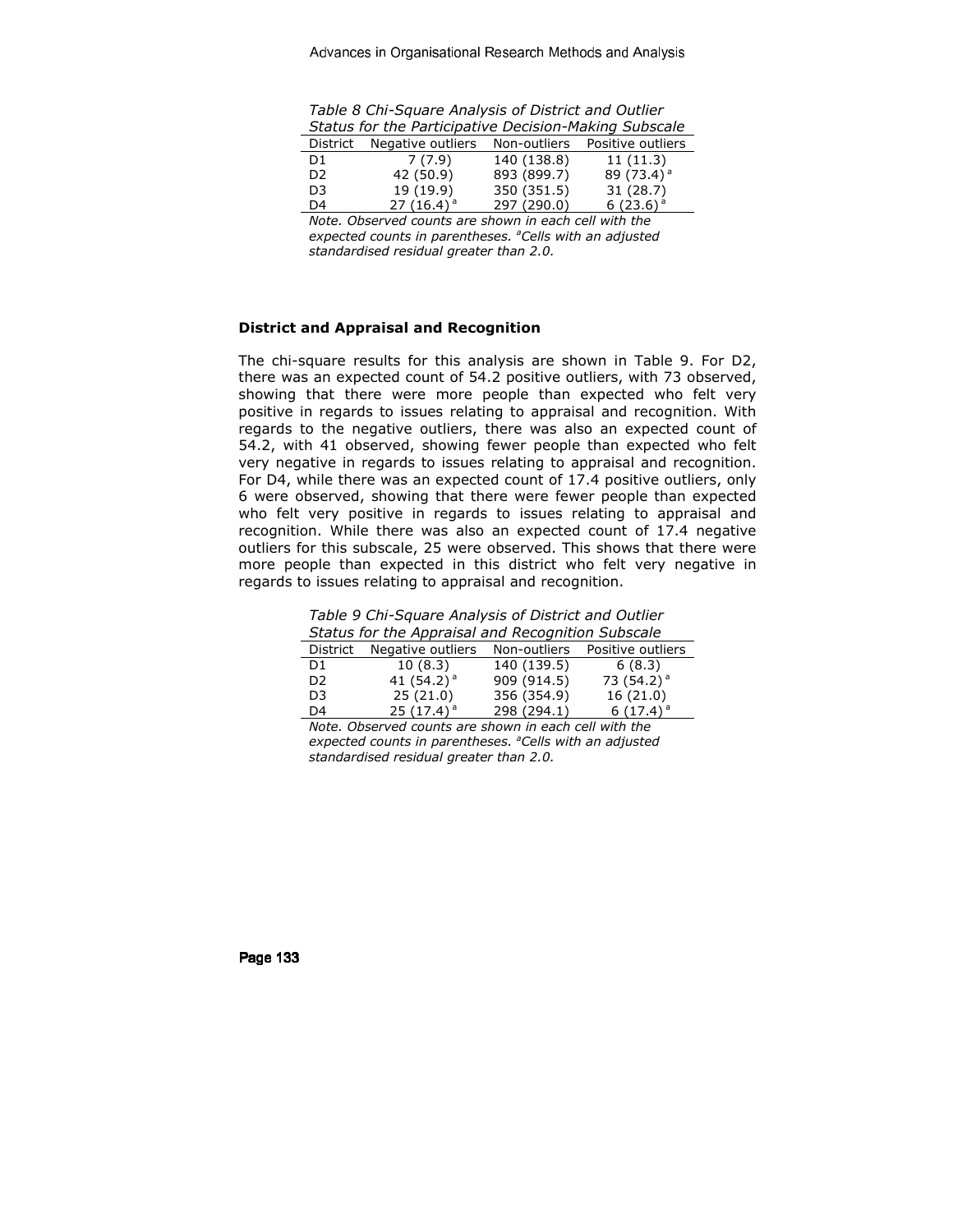*Table 8 Chi-Square Analysis of District and Outlier Status for the Participative Decision-Making Subscale*

| District | Negative outliers | Non-outliers | Positive outliers |
|---|---|---|---|
| D1 | 7 (7.9) | 140 (138.8) | 11 (11.3) |
| D2 | 42 (50.9) | 893 (899.7) | 89 (73.4) [a] |
| D3 | 19 (19.9) | 350 (351.5) | 31 (28.7) |
| D4 | 27 (16.4) [a] | 297 (290.0) | 6 (23.6) [a] |

*Note. Observed counts are shown in each cell with the expected counts in parentheses. [a]Cells with an adjusted standardised residual greater than 2.0.*

### District and Appraisal and Recognition

The chi-square results for this analysis are shown in Table 9. For D2, there was an expected count of 54.2 positive outliers, with 73 observed, showing that there were more people than expected who felt very positive in regards to issues relating to appraisal and recognition. With regards to the negative outliers, there was also an expected count of 54.2, with 41 observed, showing fewer people than expected who felt very negative in regards to issues relating to appraisal and recognition. For D4, while there was an expected count of 17.4 positive outliers, only 6 were observed, showing that there were fewer people than expected who felt very positive in regards to issues relating to appraisal and recognition. While there was also an expected count of 17.4 negative outliers for this subscale, 25 were observed. This shows that there were more people than expected in this district who felt very negative in regards to issues relating to appraisal and recognition.

*Table 9 Chi-Square Analysis of District and Outlier Status for the Appraisal and Recognition Subscale*

| District | Negative outliers | Non-outliers | Positive outliers |
|---|---|---|---|
| D1 | 10 (8.3) | 140 (139.5) | 6 (8.3) |
| D2 | 41 (54.2) [a] | 909 (914.5) | 73 (54.2) [a] |
| D3 | 25 (21.0) | 356 (354.9) | 16 (21.0) |
| D4 | 25 (17.4) [a] | 298 (294.1) | 6 (17.4) [a] |

*Note. Observed counts are shown in each cell with the expected counts in parentheses. [a]Cells with an adjusted standardised residual greater than 2.0.*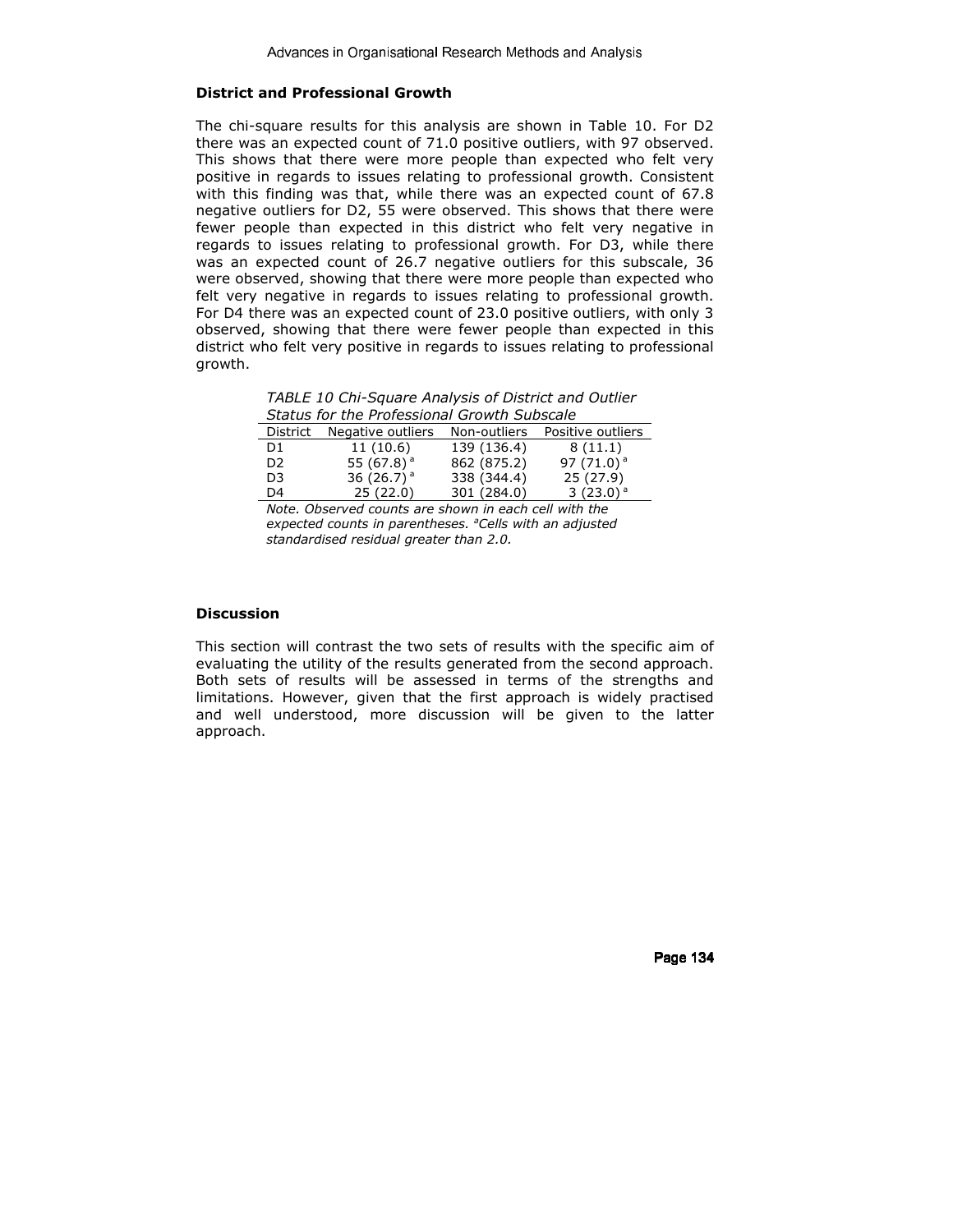## District and Professional Growth

The chi-square results for this analysis are shown in Table 10. For D2 there was an expected count of 71.0 positive outliers, with 97 observed. This shows that there were more people than expected who felt very positive in regards to issues relating to professional growth. Consistent with this finding was that, while there was an expected count of 67.8 negative outliers for D2, 55 were observed. This shows that there were fewer people than expected in this district who felt very negative in regards to issues relating to professional growth. For D3, while there was an expected count of 26.7 negative outliers for this subscale, 36 were observed, showing that there were more people than expected who felt very negative in regards to issues relating to professional growth. For D4 there was an expected count of 23.0 positive outliers, with only 3 observed, showing that there were fewer people than expected in this district who felt very positive in regards to issues relating to professional growth.

*TABLE 10 Chi-Square Analysis of District and Outlier Status for the Professional Growth Subscale*

| District | Negative outliers | Non-outliers | Positive outliers |
|---|---|---|---|
| D1 | 11 (10.6) | 139 (136.4) | 8 (11.1) |
| D2 | 55 (67.8) [a] | 862 (875.2) | 97 (71.0) [a] |
| D3 | 36 (26.7) [a] | 338 (344.4) | 25 (27.9) |
| D4 | 25 (22.0) | 301 (284.0) | 3 (23.0) [a] |

*Note. Observed counts are shown in each cell with the expected counts in parentheses. [a]Cells with an adjusted standardised residual greater than 2.0.*

## Discussion

This section will contrast the two sets of results with the specific aim of evaluating the utility of the results generated from the second approach. Both sets of results will be assessed in terms of the strengths and limitations. However, given that the first approach is widely practised and well understood, more discussion will be given to the latter approach.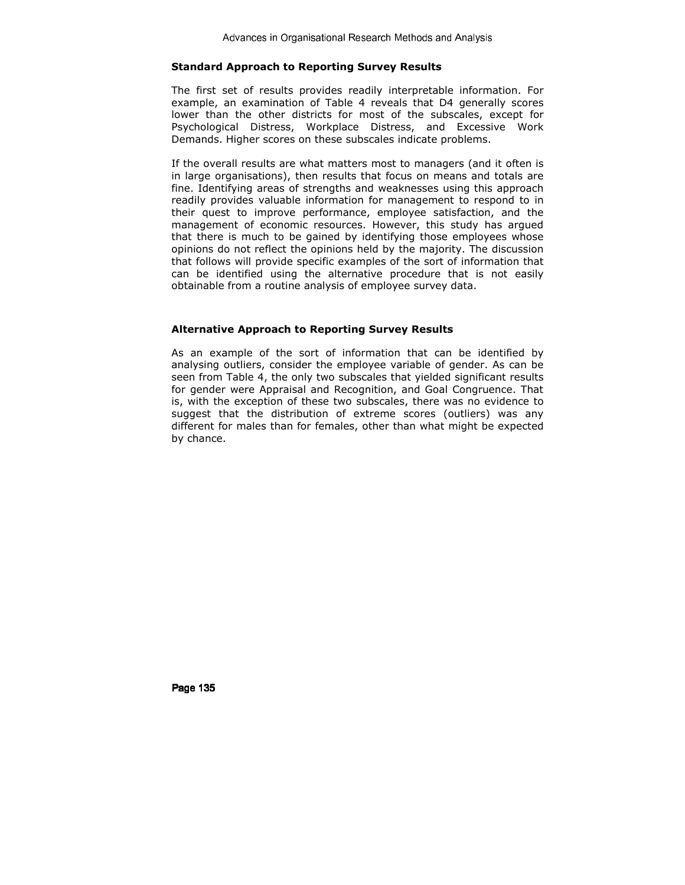### Standard Approach to Reporting Survey Results

The first set of results provides readily interpretable information. For example, an examination of Table 4 reveals that D4 generally scores lower than the other districts for most of the subscales, except for Psychological Distress, Workplace Distress, and Excessive Work Demands. Higher scores on these subscales indicate problems.

If the overall results are what matters most to managers (and it often is in large organisations), then results that focus on means and totals are fine. Identifying areas of strengths and weaknesses using this approach readily provides valuable information for management to respond to in their quest to improve performance, employee satisfaction, and the management of economic resources. However, this study has argued that there is much to be gained by identifying those employees whose opinions do not reflect the opinions held by the majority. The discussion that follows will provide specific examples of the sort of information that can be identified using the alternative procedure that is not easily obtainable from a routine analysis of employee survey data.

### Alternative Approach to Reporting Survey Results

As an example of the sort of information that can be identified by analysing outliers, consider the employee variable of gender. As can be seen from Table 4, the only two subscales that yielded significant results for gender were Appraisal and Recognition, and Goal Congruence. That is, with the exception of these two subscales, there was no evidence to suggest that the distribution of extreme scores (outliers) was any different for males than for females, other than what might be expected by chance.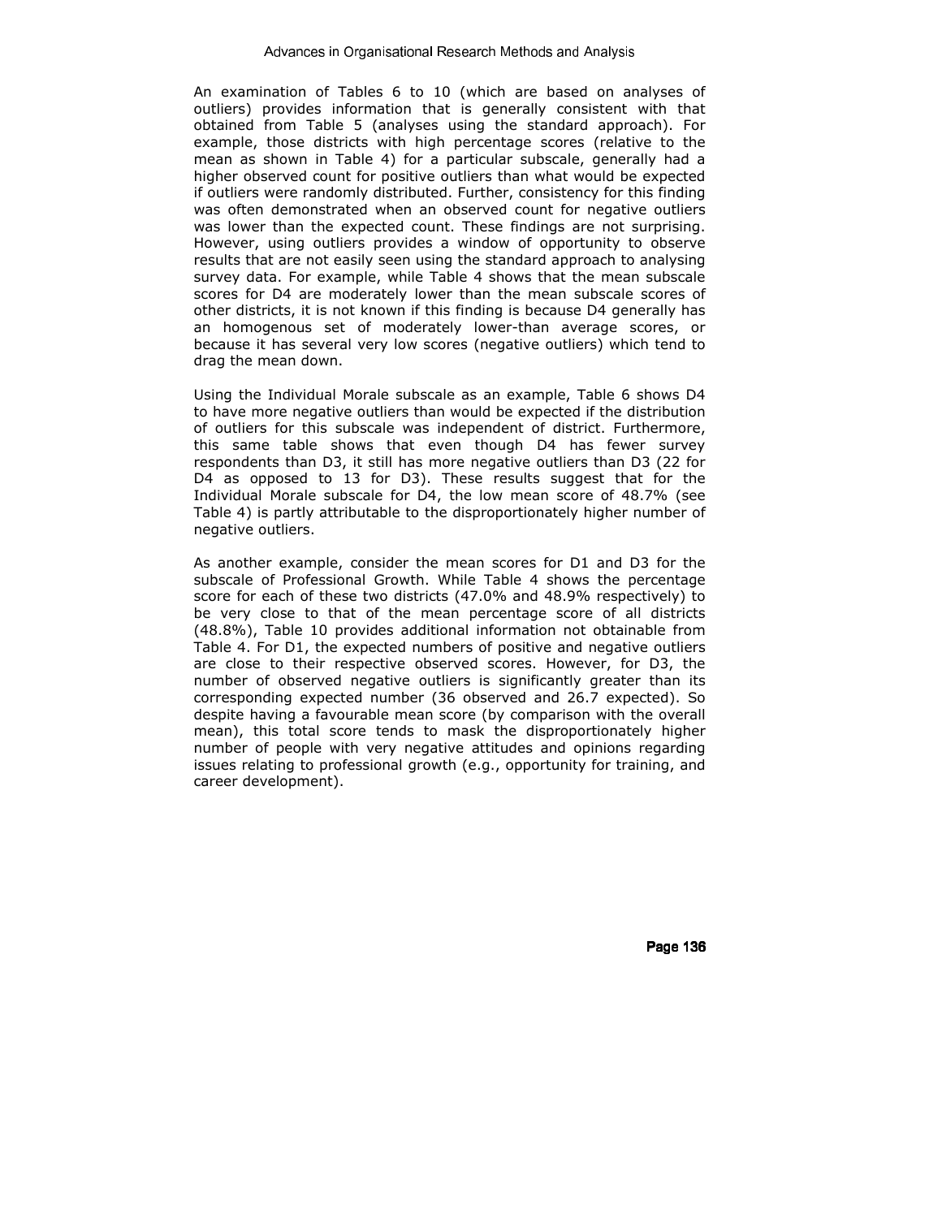An examination of Tables 6 to 10 (which are based on analyses of outliers) provides information that is generally consistent with that obtained from Table 5 (analyses using the standard approach). For example, those districts with high percentage scores (relative to the mean as shown in Table 4) for a particular subscale, generally had a higher observed count for positive outliers than what would be expected if outliers were randomly distributed. Further, consistency for this finding was often demonstrated when an observed count for negative outliers was lower than the expected count. These findings are not surprising. However, using outliers provides a window of opportunity to observe results that are not easily seen using the standard approach to analysing survey data. For example, while Table 4 shows that the mean subscale scores for D4 are moderately lower than the mean subscale scores of other districts, it is not known if this finding is because D4 generally has an homogenous set of moderately lower-than average scores, or because it has several very low scores (negative outliers) which tend to drag the mean down.

Using the Individual Morale subscale as an example, Table 6 shows D4 to have more negative outliers than would be expected if the distribution of outliers for this subscale was independent of district. Furthermore, this same table shows that even though D4 has fewer survey respondents than D3, it still has more negative outliers than D3 (22 for D4 as opposed to 13 for D3). These results suggest that for the Individual Morale subscale for D4, the low mean score of 48.7% (see Table 4) is partly attributable to the disproportionately higher number of negative outliers.

As another example, consider the mean scores for D1 and D3 for the subscale of Professional Growth. While Table 4 shows the percentage score for each of these two districts (47.0% and 48.9% respectively) to be very close to that of the mean percentage score of all districts (48.8%), Table 10 provides additional information not obtainable from Table 4. For D1, the expected numbers of positive and negative outliers are close to their respective observed scores. However, for D3, the number of observed negative outliers is significantly greater than its corresponding expected number (36 observed and 26.7 expected). So despite having a favourable mean score (by comparison with the overall mean), this total score tends to mask the disproportionately higher number of people with very negative attitudes and opinions regarding issues relating to professional growth (e.g., opportunity for training, and career development).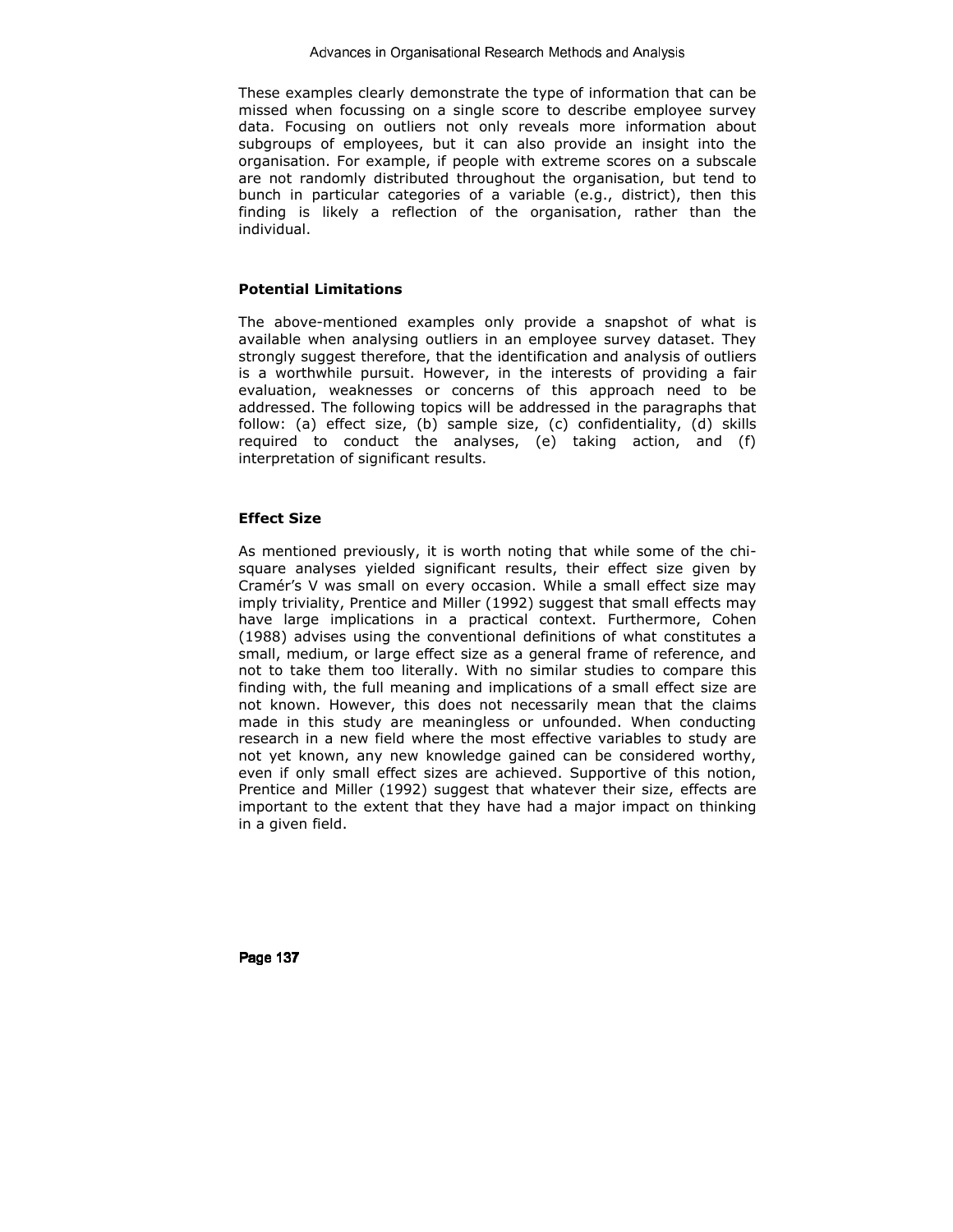These examples clearly demonstrate the type of information that can be missed when focussing on a single score to describe employee survey data. Focusing on outliers not only reveals more information about subgroups of employees, but it can also provide an insight into the organisation. For example, if people with extreme scores on a subscale are not randomly distributed throughout the organisation, but tend to bunch in particular categories of a variable (e.g., district), then this finding is likely a reflection of the organisation, rather than the individual.

### Potential Limitations

The above-mentioned examples only provide a snapshot of what is available when analysing outliers in an employee survey dataset. They strongly suggest therefore, that the identification and analysis of outliers is a worthwhile pursuit. However, in the interests of providing a fair evaluation, weaknesses or concerns of this approach need to be addressed. The following topics will be addressed in the paragraphs that follow: (a) effect size, (b) sample size, (c) confidentiality, (d) skills required to conduct the analyses, (e) taking action, and (f) interpretation of significant results.

### Effect Size

As mentioned previously, it is worth noting that while some of the chi-square analyses yielded significant results, their effect size given by Cramér's V was small on every occasion. While a small effect size may imply triviality, Prentice and Miller (1992) suggest that small effects may have large implications in a practical context. Furthermore, Cohen (1988) advises using the conventional definitions of what constitutes a small, medium, or large effect size as a general frame of reference, and not to take them too literally. With no similar studies to compare this finding with, the full meaning and implications of a small effect size are not known. However, this does not necessarily mean that the claims made in this study are meaningless or unfounded. When conducting research in a new field where the most effective variables to study are not yet known, any new knowledge gained can be considered worthy, even if only small effect sizes are achieved. Supportive of this notion, Prentice and Miller (1992) suggest that whatever their size, effects are important to the extent that they have had a major impact on thinking in a given field.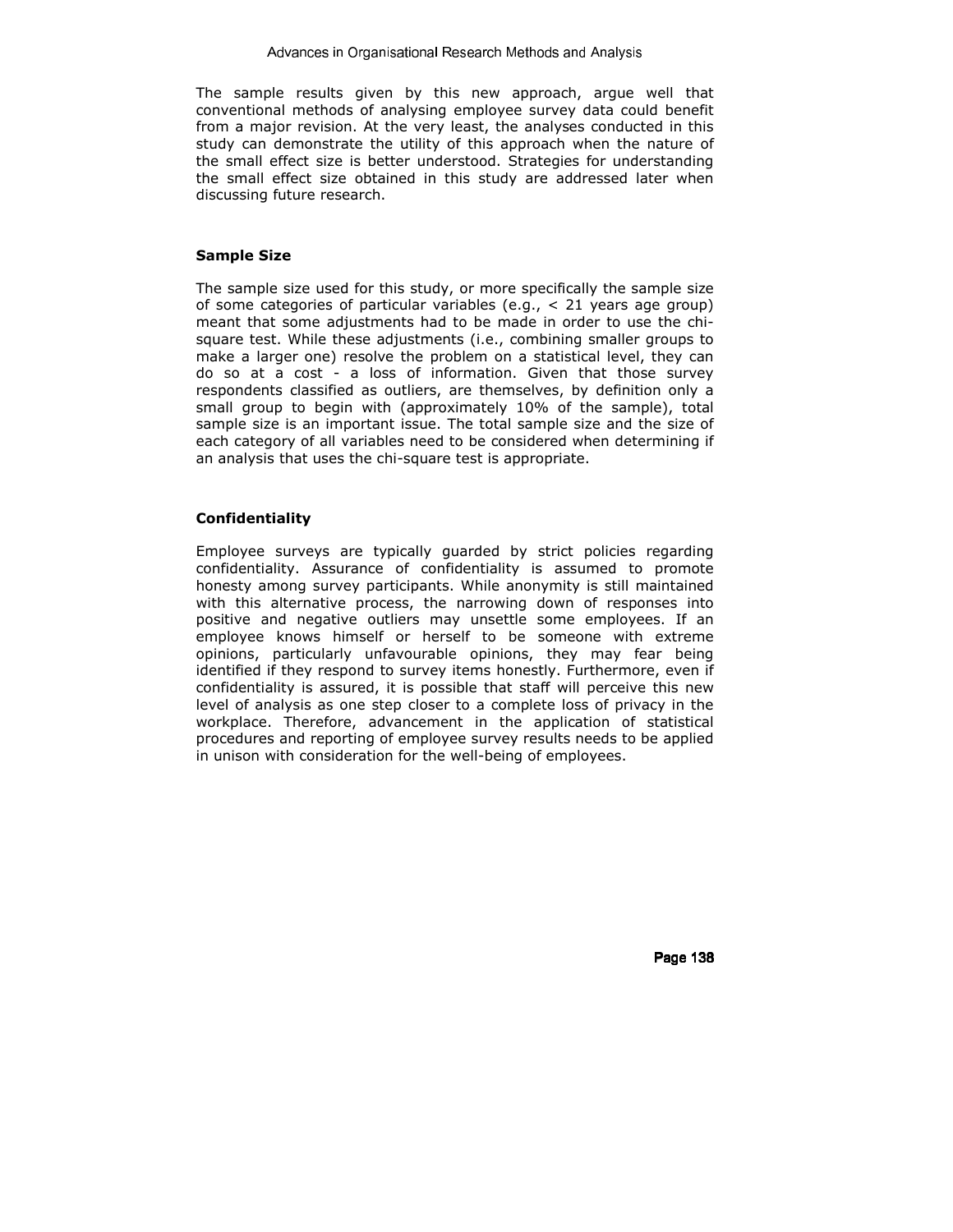The sample results given by this new approach, argue well that conventional methods of analysing employee survey data could benefit from a major revision. At the very least, the analyses conducted in this study can demonstrate the utility of this approach when the nature of the small effect size is better understood. Strategies for understanding the small effect size obtained in this study are addressed later when discussing future research.

## Sample Size

The sample size used for this study, or more specifically the sample size of some categories of particular variables (e.g., < 21 years age group) meant that some adjustments had to be made in order to use the chi-square test. While these adjustments (i.e., combining smaller groups to make a larger one) resolve the problem on a statistical level, they can do so at a cost - a loss of information. Given that those survey respondents classified as outliers, are themselves, by definition only a small group to begin with (approximately 10% of the sample), total sample size is an important issue. The total sample size and the size of each category of all variables need to be considered when determining if an analysis that uses the chi-square test is appropriate.

## Confidentiality

Employee surveys are typically guarded by strict policies regarding confidentiality. Assurance of confidentiality is assumed to promote honesty among survey participants. While anonymity is still maintained with this alternative process, the narrowing down of responses into positive and negative outliers may unsettle some employees. If an employee knows himself or herself to be someone with extreme opinions, particularly unfavourable opinions, they may fear being identified if they respond to survey items honestly. Furthermore, even if confidentiality is assured, it is possible that staff will perceive this new level of analysis as one step closer to a complete loss of privacy in the workplace. Therefore, advancement in the application of statistical procedures and reporting of employee survey results needs to be applied in unison with consideration for the well-being of employees.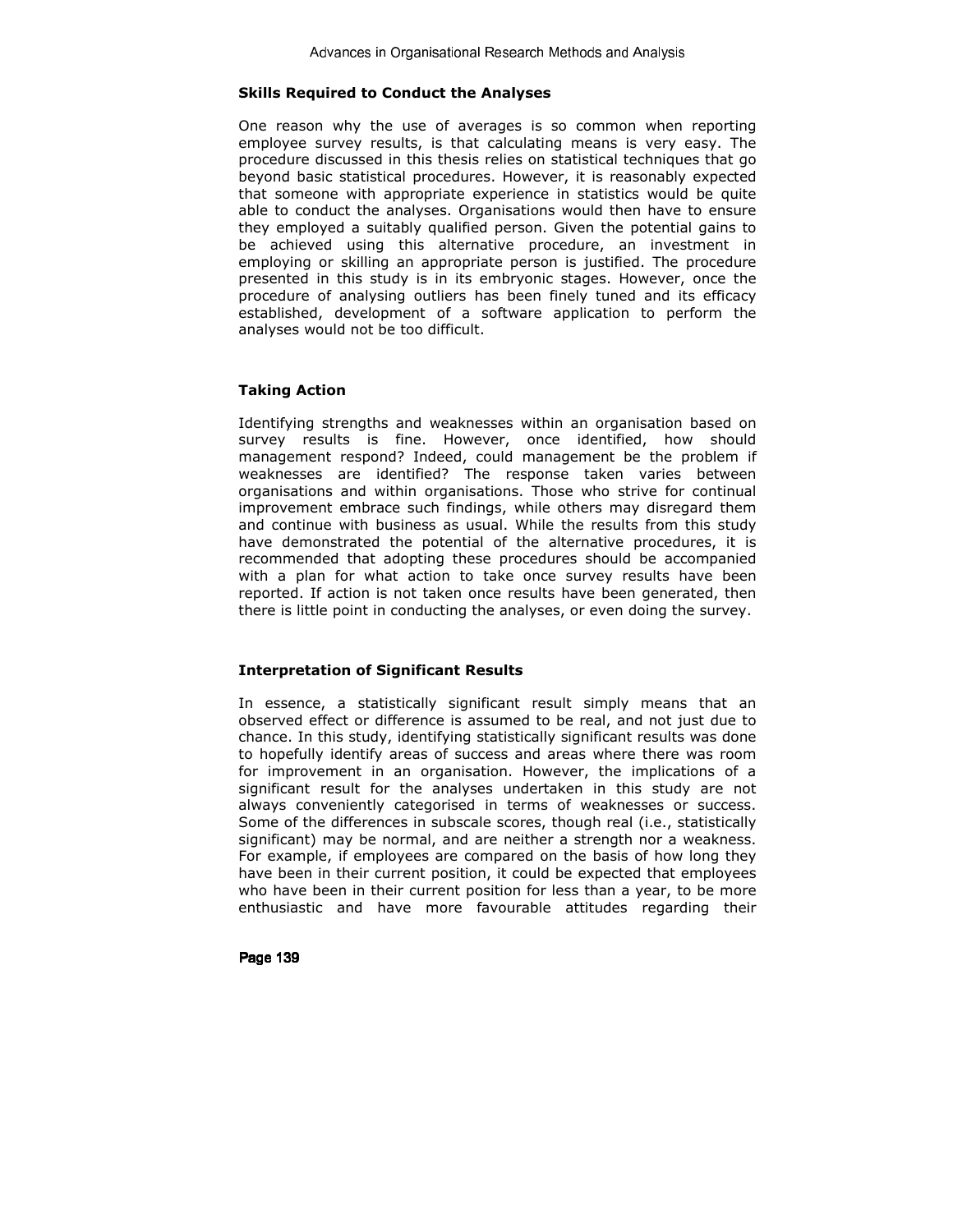### Skills Required to Conduct the Analyses

One reason why the use of averages is so common when reporting employee survey results, is that calculating means is very easy. The procedure discussed in this thesis relies on statistical techniques that go beyond basic statistical procedures. However, it is reasonably expected that someone with appropriate experience in statistics would be quite able to conduct the analyses. Organisations would then have to ensure they employed a suitably qualified person. Given the potential gains to be achieved using this alternative procedure, an investment in employing or skilling an appropriate person is justified. The procedure presented in this study is in its embryonic stages. However, once the procedure of analysing outliers has been finely tuned and its efficacy established, development of a software application to perform the analyses would not be too difficult.

### Taking Action

Identifying strengths and weaknesses within an organisation based on survey results is fine. However, once identified, how should management respond? Indeed, could management be the problem if weaknesses are identified? The response taken varies between organisations and within organisations. Those who strive for continual improvement embrace such findings, while others may disregard them and continue with business as usual. While the results from this study have demonstrated the potential of the alternative procedures, it is recommended that adopting these procedures should be accompanied with a plan for what action to take once survey results have been reported. If action is not taken once results have been generated, then there is little point in conducting the analyses, or even doing the survey.

### Interpretation of Significant Results

In essence, a statistically significant result simply means that an observed effect or difference is assumed to be real, and not just due to chance. In this study, identifying statistically significant results was done to hopefully identify areas of success and areas where there was room for improvement in an organisation. However, the implications of a significant result for the analyses undertaken in this study are not always conveniently categorised in terms of weaknesses or success. Some of the differences in subscale scores, though real (i.e., statistically significant) may be normal, and are neither a strength nor a weakness. For example, if employees are compared on the basis of how long they have been in their current position, it could be expected that employees who have been in their current position for less than a year, to be more enthusiastic and have more favourable attitudes regarding their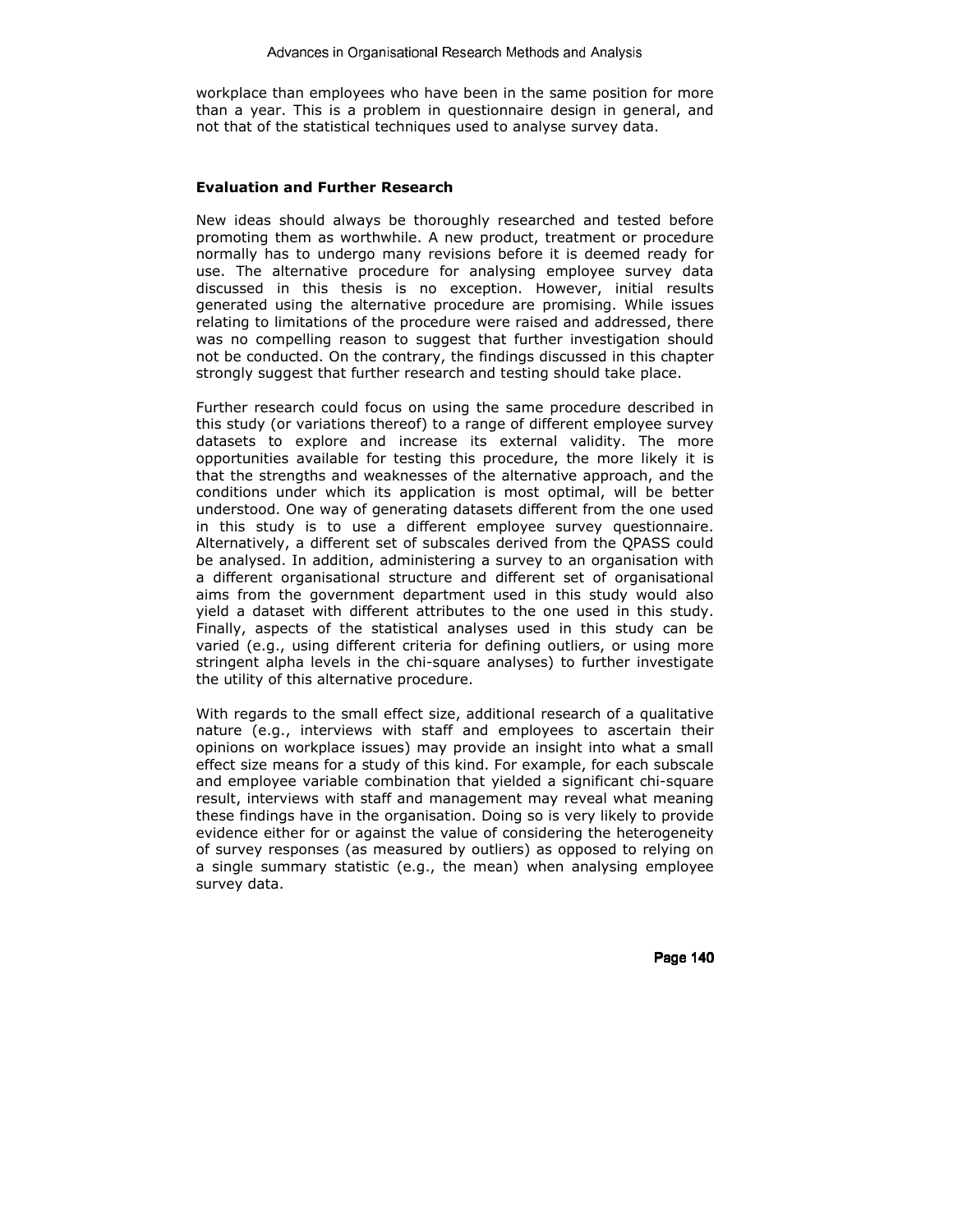workplace than employees who have been in the same position for more than a year. This is a problem in questionnaire design in general, and not that of the statistical techniques used to analyse survey data.

## Evaluation and Further Research

New ideas should always be thoroughly researched and tested before promoting them as worthwhile. A new product, treatment or procedure normally has to undergo many revisions before it is deemed ready for use. The alternative procedure for analysing employee survey data discussed in this thesis is no exception. However, initial results generated using the alternative procedure are promising. While issues relating to limitations of the procedure were raised and addressed, there was no compelling reason to suggest that further investigation should not be conducted. On the contrary, the findings discussed in this chapter strongly suggest that further research and testing should take place.

Further research could focus on using the same procedure described in this study (or variations thereof) to a range of different employee survey datasets to explore and increase its external validity. The more opportunities available for testing this procedure, the more likely it is that the strengths and weaknesses of the alternative approach, and the conditions under which its application is most optimal, will be better understood. One way of generating datasets different from the one used in this study is to use a different employee survey questionnaire. Alternatively, a different set of subscales derived from the QPASS could be analysed. In addition, administering a survey to an organisation with a different organisational structure and different set of organisational aims from the government department used in this study would also yield a dataset with different attributes to the one used in this study. Finally, aspects of the statistical analyses used in this study can be varied (e.g., using different criteria for defining outliers, or using more stringent alpha levels in the chi-square analyses) to further investigate the utility of this alternative procedure.

With regards to the small effect size, additional research of a qualitative nature (e.g., interviews with staff and employees to ascertain their opinions on workplace issues) may provide an insight into what a small effect size means for a study of this kind. For example, for each subscale and employee variable combination that yielded a significant chi-square result, interviews with staff and management may reveal what meaning these findings have in the organisation. Doing so is very likely to provide evidence either for or against the value of considering the heterogeneity of survey responses (as measured by outliers) as opposed to relying on a single summary statistic (e.g., the mean) when analysing employee survey data.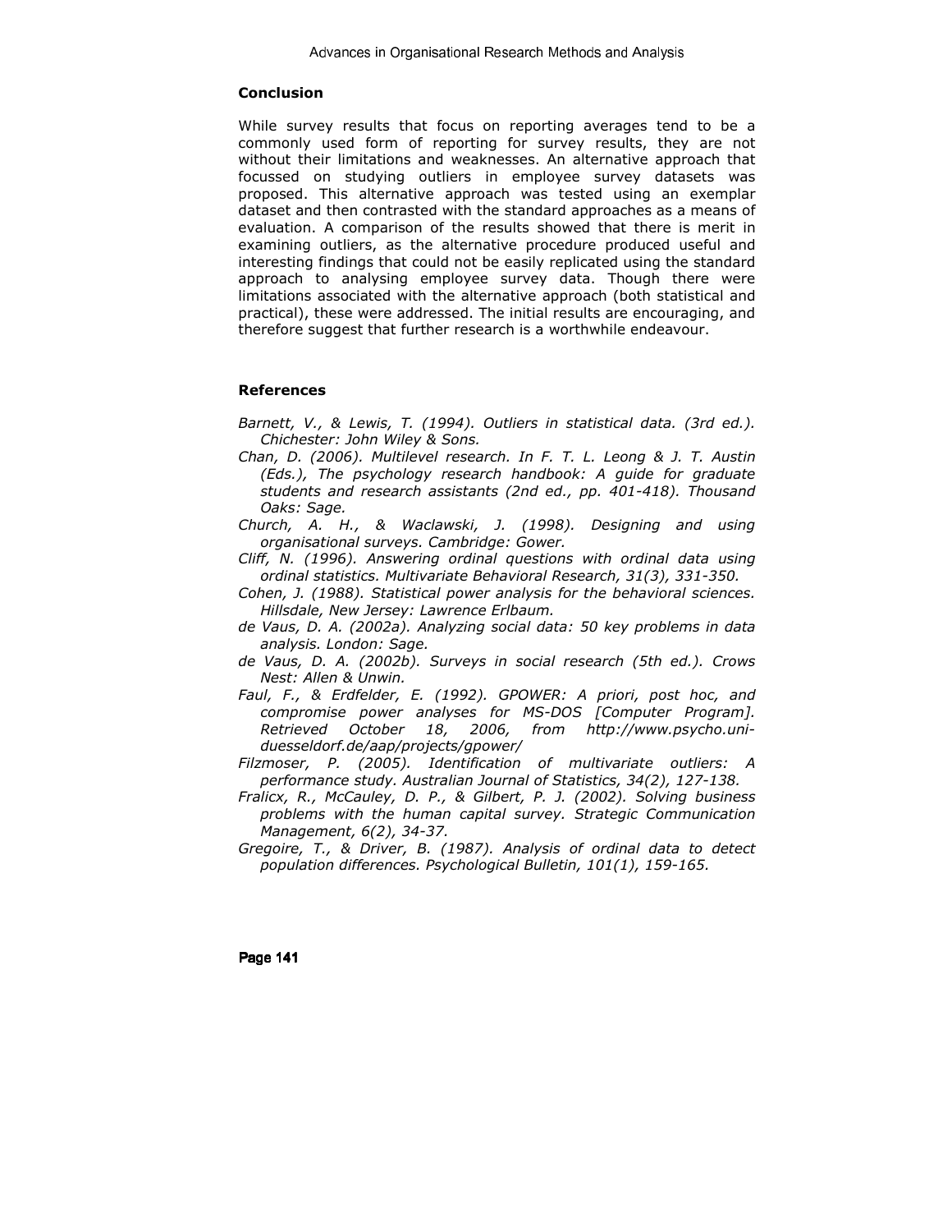## Conclusion

While survey results that focus on reporting averages tend to be a commonly used form of reporting for survey results, they are not without their limitations and weaknesses. An alternative approach that focussed on studying outliers in employee survey datasets was proposed. This alternative approach was tested using an exemplar dataset and then contrasted with the standard approaches as a means of evaluation. A comparison of the results showed that there is merit in examining outliers, as the alternative procedure produced useful and interesting findings that could not be easily replicated using the standard approach to analysing employee survey data. Though there were limitations associated with the alternative approach (both statistical and practical), these were addressed. The initial results are encouraging, and therefore suggest that further research is a worthwhile endeavour.

## References

*Barnett, V., & Lewis, T. (1994). Outliers in statistical data. (3rd ed.). Chichester: John Wiley & Sons.*

*Chan, D. (2006). Multilevel research. In F. T. L. Leong & J. T. Austin (Eds.), The psychology research handbook: A guide for graduate students and research assistants (2nd ed., pp. 401-418). Thousand Oaks: Sage.*

*Church, A. H., & Waclawski, J. (1998). Designing and using organisational surveys. Cambridge: Gower.*

*Cliff, N. (1996). Answering ordinal questions with ordinal data using ordinal statistics. Multivariate Behavioral Research, 31(3), 331-350.*

*Cohen, J. (1988). Statistical power analysis for the behavioral sciences. Hillsdale, New Jersey: Lawrence Erlbaum.*

*de Vaus, D. A. (2002a). Analyzing social data: 50 key problems in data analysis. London: Sage.*

*de Vaus, D. A. (2002b). Surveys in social research (5th ed.). Crows Nest: Allen & Unwin.*

*Faul, F., & Erdfelder, E. (1992). GPOWER: A priori, post hoc, and compromise power analyses for MS-DOS [Computer Program]. Retrieved October 18, 2006, from http://www.psycho.uni-duesseldorf.de/aap/projects/gpower/*

*Filzmoser, P. (2005). Identification of multivariate outliers: A performance study. Australian Journal of Statistics, 34(2), 127-138.*

*Fralicx, R., McCauley, D. P., & Gilbert, P. J. (2002). Solving business problems with the human capital survey. Strategic Communication Management, 6(2), 34-37.*

*Gregoire, T., & Driver, B. (1987). Analysis of ordinal data to detect population differences. Psychological Bulletin, 101(1), 159-165.*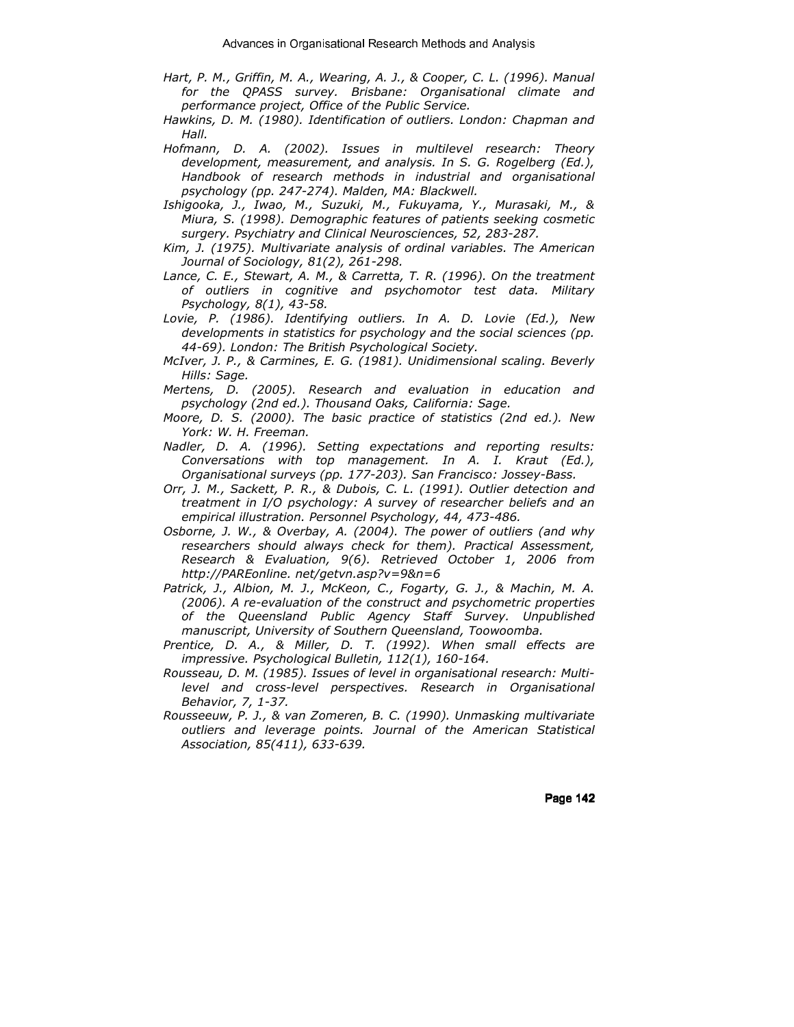*Hart, P. M., Griffin, M. A., Wearing, A. J., & Cooper, C. L. (1996). Manual for the QPASS survey. Brisbane: Organisational climate and performance project, Office of the Public Service.*

*Hawkins, D. M. (1980). Identification of outliers. London: Chapman and Hall.*

*Hofmann, D. A. (2002). Issues in multilevel research: Theory development, measurement, and analysis. In S. G. Rogelberg (Ed.), Handbook of research methods in industrial and organisational psychology (pp. 247-274). Malden, MA: Blackwell.*

*Ishigooka, J., Iwao, M., Suzuki, M., Fukuyama, Y., Murasaki, M., & Miura, S. (1998). Demographic features of patients seeking cosmetic surgery. Psychiatry and Clinical Neurosciences, 52, 283-287.*

*Kim, J. (1975). Multivariate analysis of ordinal variables. The American Journal of Sociology, 81(2), 261-298.*

*Lance, C. E., Stewart, A. M., & Carretta, T. R. (1996). On the treatment of outliers in cognitive and psychomotor test data. Military Psychology, 8(1), 43-58.*

*Lovie, P. (1986). Identifying outliers. In A. D. Lovie (Ed.), New developments in statistics for psychology and the social sciences (pp. 44-69). London: The British Psychological Society.*

*McIver, J. P., & Carmines, E. G. (1981). Unidimensional scaling. Beverly Hills: Sage.*

*Mertens, D. (2005). Research and evaluation in education and psychology (2nd ed.). Thousand Oaks, California: Sage.*

*Moore, D. S. (2000). The basic practice of statistics (2nd ed.). New York: W. H. Freeman.*

*Nadler, D. A. (1996). Setting expectations and reporting results: Conversations with top management. In A. I. Kraut (Ed.), Organisational surveys (pp. 177-203). San Francisco: Jossey-Bass.*

*Orr, J. M., Sackett, P. R., & Dubois, C. L. (1991). Outlier detection and treatment in I/O psychology: A survey of researcher beliefs and an empirical illustration. Personnel Psychology, 44, 473-486.*

*Osborne, J. W., & Overbay, A. (2004). The power of outliers (and why researchers should always check for them). Practical Assessment, Research & Evaluation, 9(6). Retrieved October 1, 2006 from http://PAREonline. net/getvn.asp?v=9&n=6*

*Patrick, J., Albion, M. J., McKeon, C., Fogarty, G. J., & Machin, M. A. (2006). A re-evaluation of the construct and psychometric properties of the Queensland Public Agency Staff Survey. Unpublished manuscript, University of Southern Queensland, Toowoomba.*

*Prentice, D. A., & Miller, D. T. (1992). When small effects are impressive. Psychological Bulletin, 112(1), 160-164.*

*Rousseau, D. M. (1985). Issues of level in organisational research: Multi-level and cross-level perspectives. Research in Organisational Behavior, 7, 1-37.*

*Rousseeuw, P. J., & van Zomeren, B. C. (1990). Unmasking multivariate outliers and leverage points. Journal of the American Statistical Association, 85(411), 633-639.*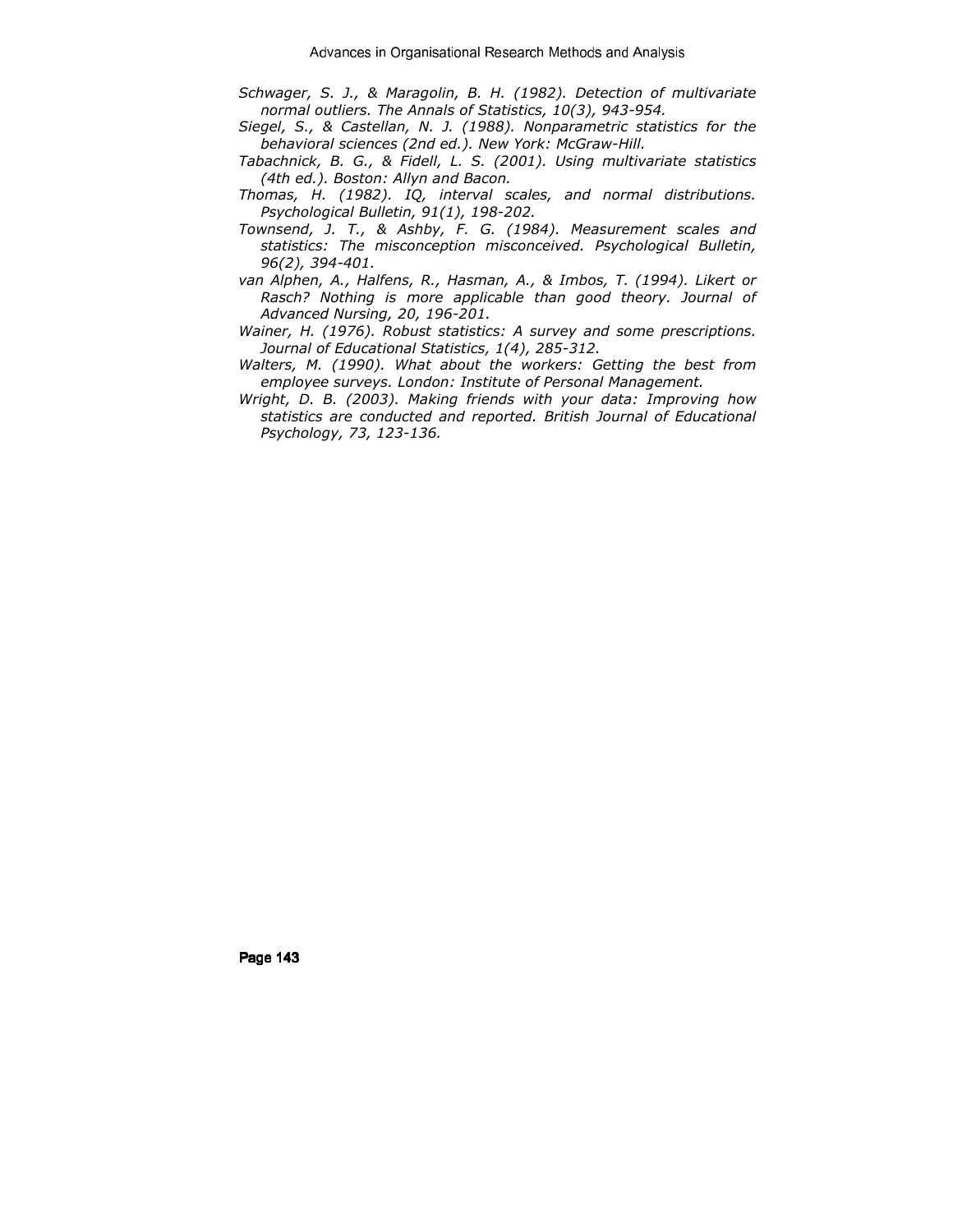*Schwager, S. J., & Maragolin, B. H. (1982). Detection of multivariate normal outliers. The Annals of Statistics, 10(3), 943-954.*

*Siegel, S., & Castellan, N. J. (1988). Nonparametric statistics for the behavioral sciences (2nd ed.). New York: McGraw-Hill.*

*Tabachnick, B. G., & Fidell, L. S. (2001). Using multivariate statistics (4th ed.). Boston: Allyn and Bacon.*

*Thomas, H. (1982). IQ, interval scales, and normal distributions. Psychological Bulletin, 91(1), 198-202.*

*Townsend, J. T., & Ashby, F. G. (1984). Measurement scales and statistics: The misconception misconceived. Psychological Bulletin, 96(2), 394-401.*

*van Alphen, A., Halfens, R., Hasman, A., & Imbos, T. (1994). Likert or Rasch? Nothing is more applicable than good theory. Journal of Advanced Nursing, 20, 196-201.*

*Wainer, H. (1976). Robust statistics: A survey and some prescriptions. Journal of Educational Statistics, 1(4), 285-312.*

*Walters, M. (1990). What about the workers: Getting the best from employee surveys. London: Institute of Personal Management.*

*Wright, D. B. (2003). Making friends with your data: Improving how statistics are conducted and reported. British Journal of Educational Psychology, 73, 123-136.*